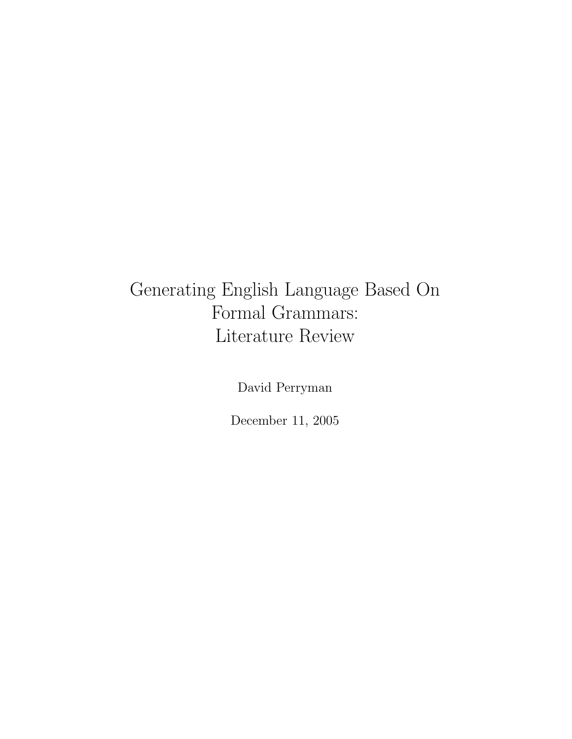# Generating English Language Based On Formal Grammars: Literature Review

David Perryman

December 11, 2005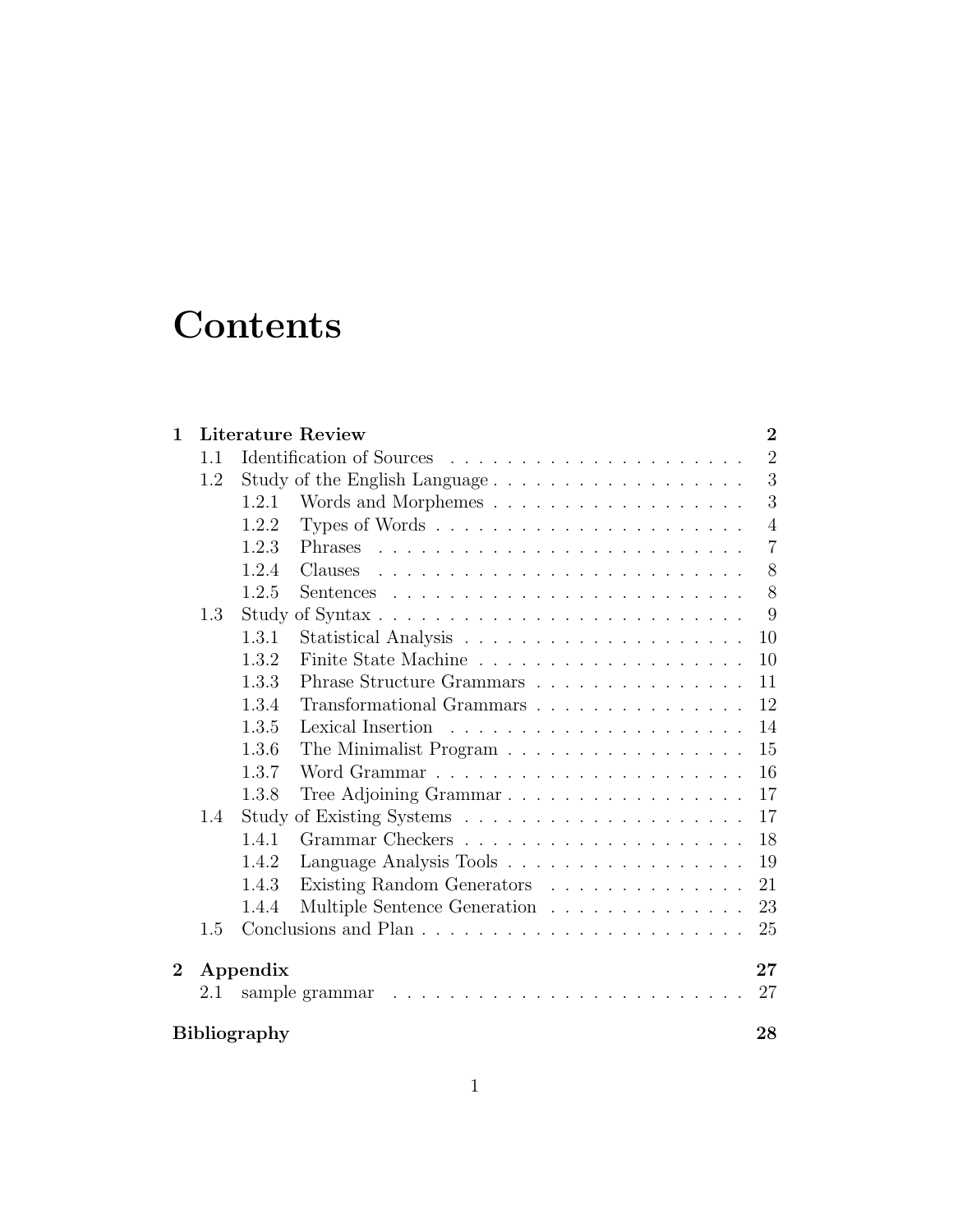# Contents

| | | |
|---|---|---|
| **1** | **Literature Review** | **2** |
| 1.1 | Identification of Sources | 2 |
| 1.2 | Study of the English Language | 3 |
| 1.2.1 | Words and Morphemes | 3 |
| 1.2.2 | Types of Words | 4 |
| 1.2.3 | Phrases | 7 |
| 1.2.4 | Clauses | 8 |
| 1.2.5 | Sentences | 8 |
| 1.3 | Study of Syntax | 9 |
| 1.3.1 | Statistical Analysis | 10 |
| 1.3.2 | Finite State Machine | 10 |
| 1.3.3 | Phrase Structure Grammars | 11 |
| 1.3.4 | Transformational Grammars | 12 |
| 1.3.5 | Lexical Insertion | 14 |
| 1.3.6 | The Minimalist Program | 15 |
| 1.3.7 | Word Grammar | 16 |
| 1.3.8 | Tree Adjoining Grammar | 17 |
| 1.4 | Study of Existing Systems | 17 |
| 1.4.1 | Grammar Checkers | 18 |
| 1.4.2 | Language Analysis Tools | 19 |
| 1.4.3 | Existing Random Generators | 21 |
| 1.4.4 | Multiple Sentence Generation | 23 |
| 1.5 | Conclusions and Plan | 25 |
| **2** | **Appendix** | **27** |
| 2.1 | sample grammar | 27 |
| | **Bibliography** | **28** |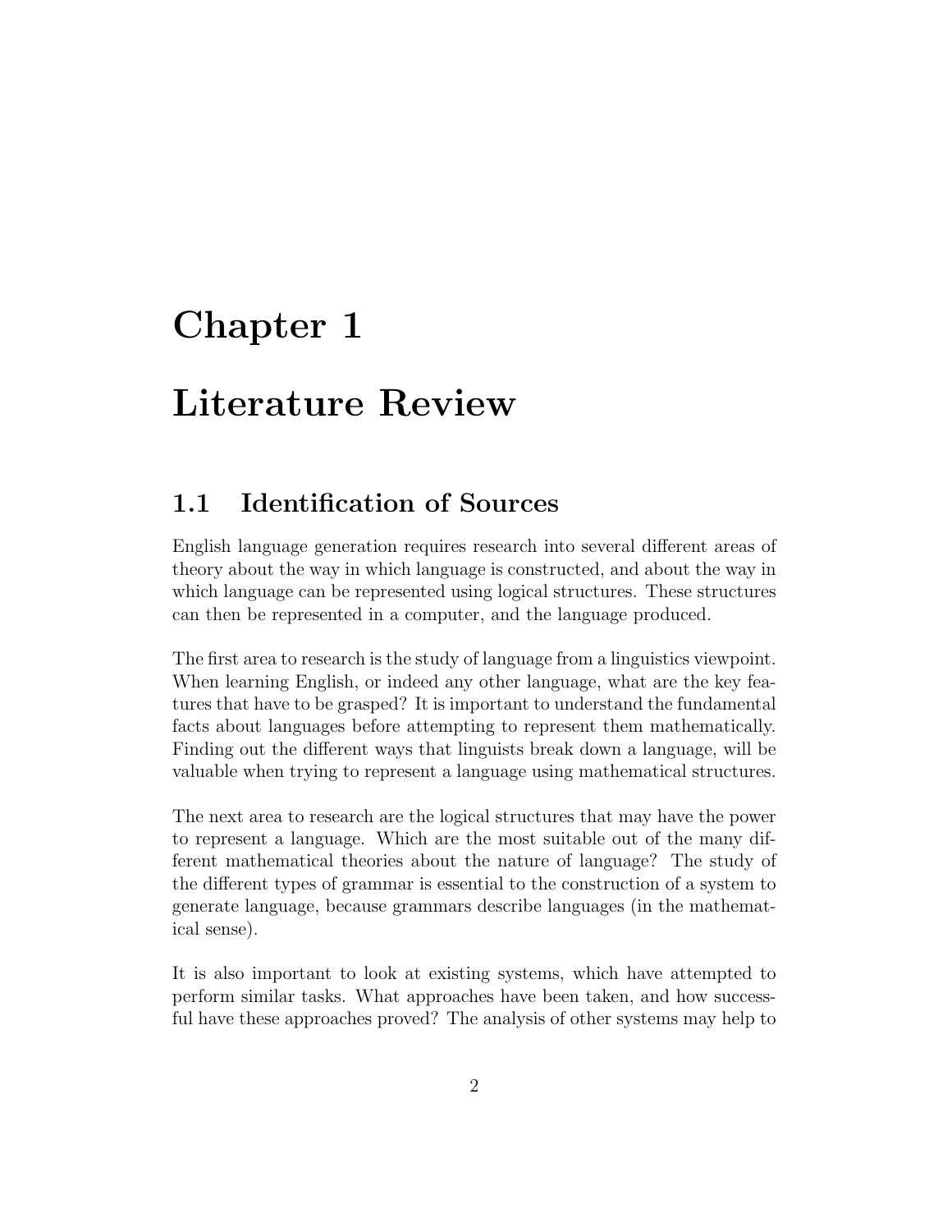# Chapter 1

# Literature Review

## 1.1 Identification of Sources

English language generation requires research into several different areas of theory about the way in which language is constructed, and about the way in which language can be represented using logical structures. These structures can then be represented in a computer, and the language produced.

The first area to research is the study of language from a linguistics viewpoint. When learning English, or indeed any other language, what are the key features that have to be grasped? It is important to understand the fundamental facts about languages before attempting to represent them mathematically. Finding out the different ways that linguists break down a language, will be valuable when trying to represent a language using mathematical structures.

The next area to research are the logical structures that may have the power to represent a language. Which are the most suitable out of the many different mathematical theories about the nature of language? The study of the different types of grammar is essential to the construction of a system to generate language, because grammars describe languages (in the mathematical sense).

It is also important to look at existing systems, which have attempted to perform similar tasks. What approaches have been taken, and how successful have these approaches proved? The analysis of other systems may help to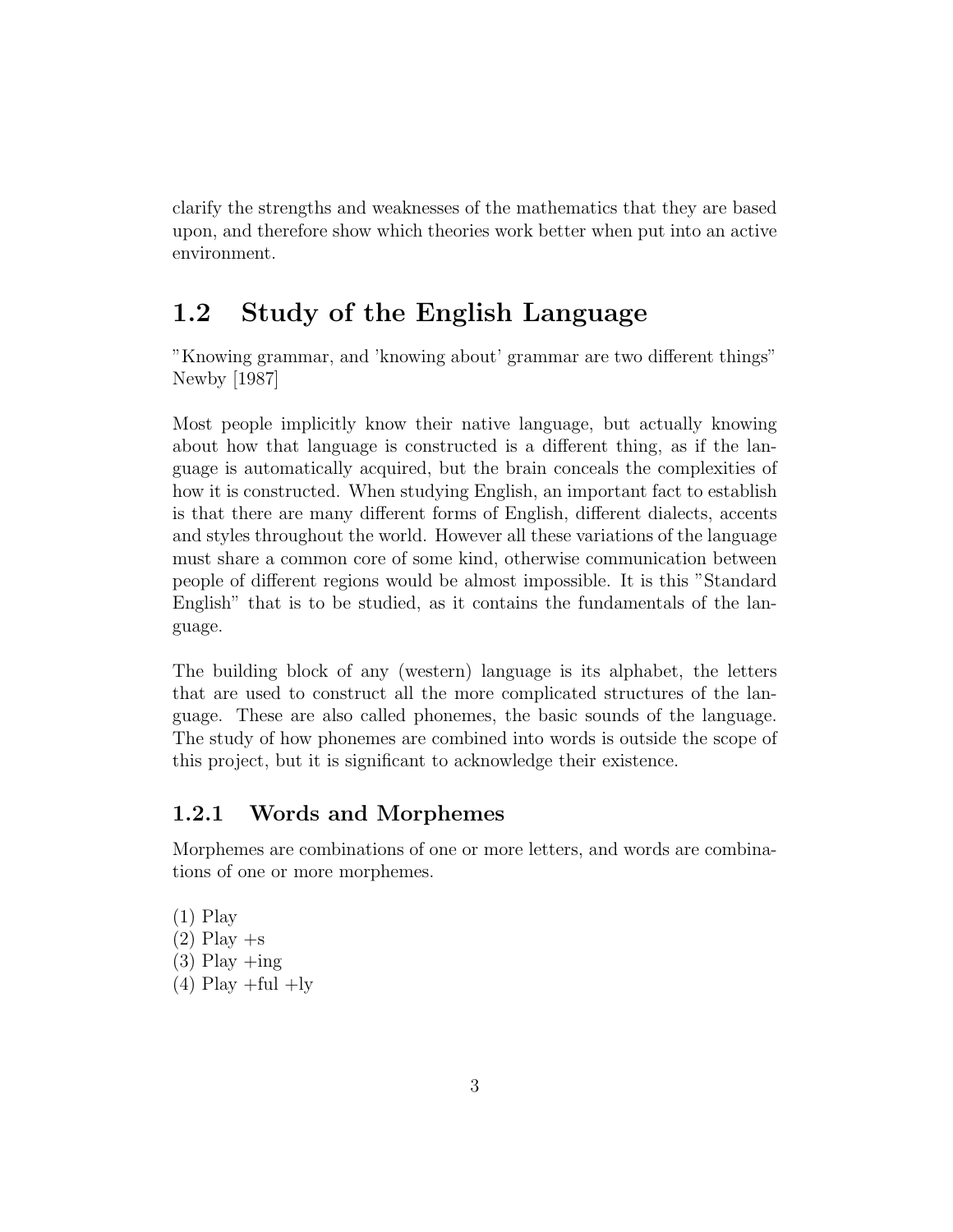clarify the strengths and weaknesses of the mathematics that they are based upon, and therefore show which theories work better when put into an active environment.

## 1.2 Study of the English Language

"Knowing grammar, and 'knowing about' grammar are two different things" Newby [1987]

Most people implicitly know their native language, but actually knowing about how that language is constructed is a different thing, as if the language is automatically acquired, but the brain conceals the complexities of how it is constructed. When studying English, an important fact to establish is that there are many different forms of English, different dialects, accents and styles throughout the world. However all these variations of the language must share a common core of some kind, otherwise communication between people of different regions would be almost impossible. It is this "Standard English" that is to be studied, as it contains the fundamentals of the language.

The building block of any (western) language is its alphabet, the letters that are used to construct all the more complicated structures of the language. These are also called phonemes, the basic sounds of the language. The study of how phonemes are combined into words is outside the scope of this project, but it is significant to acknowledge their existence.

### 1.2.1 Words and Morphemes

Morphemes are combinations of one or more letters, and words are combinations of one or more morphemes.

(1) Play  
(2) Play +s  
(3) Play +ing  
(4) Play +ful +ly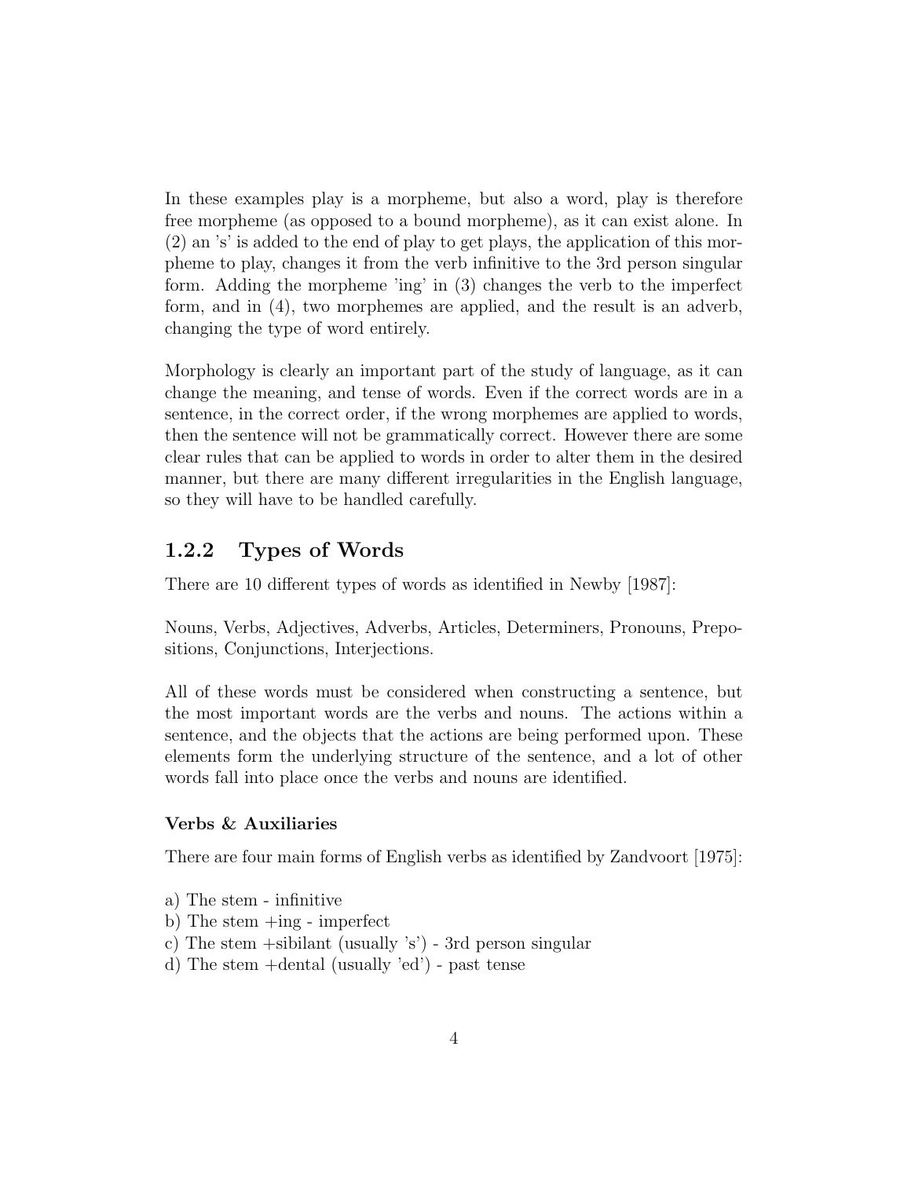In these examples play is a morpheme, but also a word, play is therefore free morpheme (as opposed to a bound morpheme), as it can exist alone. In (2) an 's' is added to the end of play to get plays, the application of this morpheme to play, changes it from the verb infinitive to the 3rd person singular form. Adding the morpheme 'ing' in (3) changes the verb to the imperfect form, and in (4), two morphemes are applied, and the result is an adverb, changing the type of word entirely.

Morphology is clearly an important part of the study of language, as it can change the meaning, and tense of words. Even if the correct words are in a sentence, in the correct order, if the wrong morphemes are applied to words, then the sentence will not be grammatically correct. However there are some clear rules that can be applied to words in order to alter them in the desired manner, but there are many different irregularities in the English language, so they will have to be handled carefully.

### 1.2.2 Types of Words

There are 10 different types of words as identified in Newby [1987]:

Nouns, Verbs, Adjectives, Adverbs, Articles, Determiners, Pronouns, Prepositions, Conjunctions, Interjections.

All of these words must be considered when constructing a sentence, but the most important words are the verbs and nouns. The actions within a sentence, and the objects that the actions are being performed upon. These elements form the underlying structure of the sentence, and a lot of other words fall into place once the verbs and nouns are identified.

#### Verbs & Auxiliaries

There are four main forms of English verbs as identified by Zandvoort [1975]:

a) The stem - infinitive  
b) The stem +ing - imperfect  
c) The stem +sibilant (usually 's') - 3rd person singular  
d) The stem +dental (usually 'ed') - past tense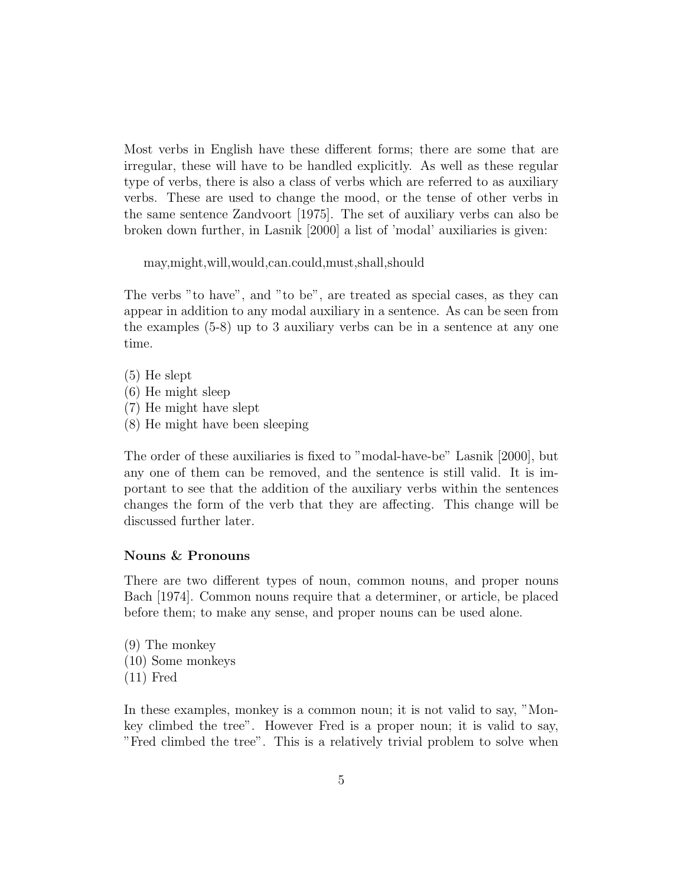Most verbs in English have these different forms; there are some that are irregular, these will have to be handled explicitly. As well as these regular type of verbs, there is also a class of verbs which are referred to as auxiliary verbs. These are used to change the mood, or the tense of other verbs in the same sentence Zandvoort [1975]. The set of auxiliary verbs can also be broken down further, in Lasnik [2000] a list of 'modal' auxiliaries is given:

may,might,will,would,can.could,must,shall,should

The verbs "to have", and "to be", are treated as special cases, as they can appear in addition to any modal auxiliary in a sentence. As can be seen from the examples (5-8) up to 3 auxiliary verbs can be in a sentence at any one time.

(5) He slept  
(6) He might sleep  
(7) He might have slept  
(8) He might have been sleeping

The order of these auxiliaries is fixed to "modal-have-be" Lasnik [2000], but any one of them can be removed, and the sentence is still valid. It is important to see that the addition of the auxiliary verbs within the sentences changes the form of the verb that they are affecting. This change will be discussed further later.

### Nouns & Pronouns

There are two different types of noun, common nouns, and proper nouns Bach [1974]. Common nouns require that a determiner, or article, be placed before them; to make any sense, and proper nouns can be used alone.

(9) The monkey  
(10) Some monkeys  
(11) Fred

In these examples, monkey is a common noun; it is not valid to say, "Monkey climbed the tree". However Fred is a proper noun; it is valid to say, "Fred climbed the tree". This is a relatively trivial problem to solve when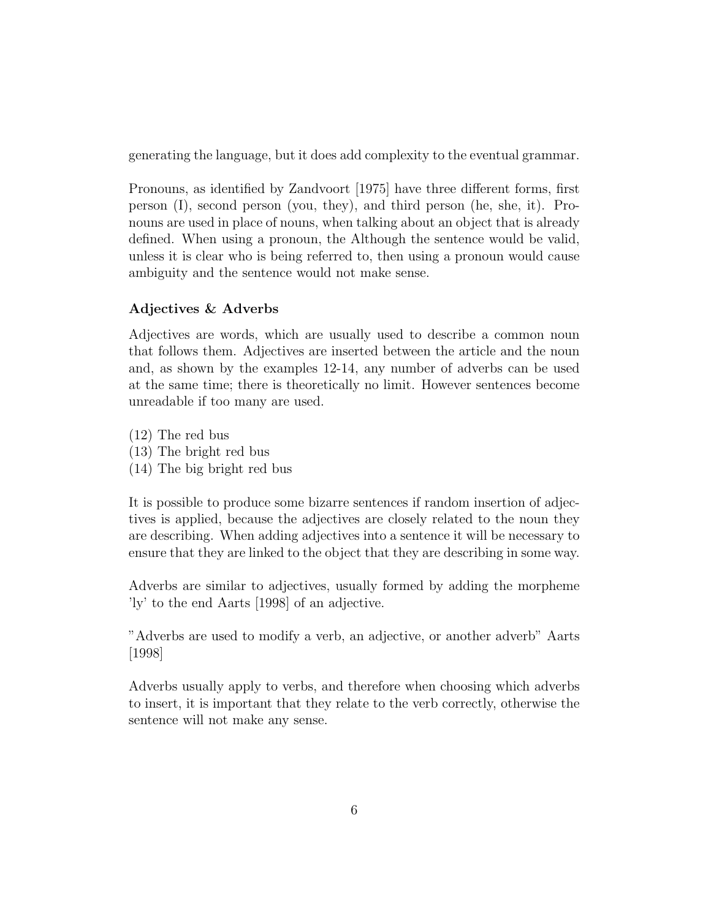generating the language, but it does add complexity to the eventual grammar.

Pronouns, as identified by Zandvoort [1975] have three different forms, first person (I), second person (you, they), and third person (he, she, it). Pronouns are used in place of nouns, when talking about an object that is already defined. When using a pronoun, the Although the sentence would be valid, unless it is clear who is being referred to, then using a pronoun would cause ambiguity and the sentence would not make sense.

**Adjectives & Adverbs**

Adjectives are words, which are usually used to describe a common noun that follows them. Adjectives are inserted between the article and the noun and, as shown by the examples 12-14, any number of adverbs can be used at the same time; there is theoretically no limit. However sentences become unreadable if too many are used.

(12) The red bus
(13) The bright red bus
(14) The big bright red bus

It is possible to produce some bizarre sentences if random insertion of adjectives is applied, because the adjectives are closely related to the noun they are describing. When adding adjectives into a sentence it will be necessary to ensure that they are linked to the object that they are describing in some way.

Adverbs are similar to adjectives, usually formed by adding the morpheme 'ly' to the end Aarts [1998] of an adjective.

"Adverbs are used to modify a verb, an adjective, or another adverb" Aarts [1998]

Adverbs usually apply to verbs, and therefore when choosing which adverbs to insert, it is important that they relate to the verb correctly, otherwise the sentence will not make any sense.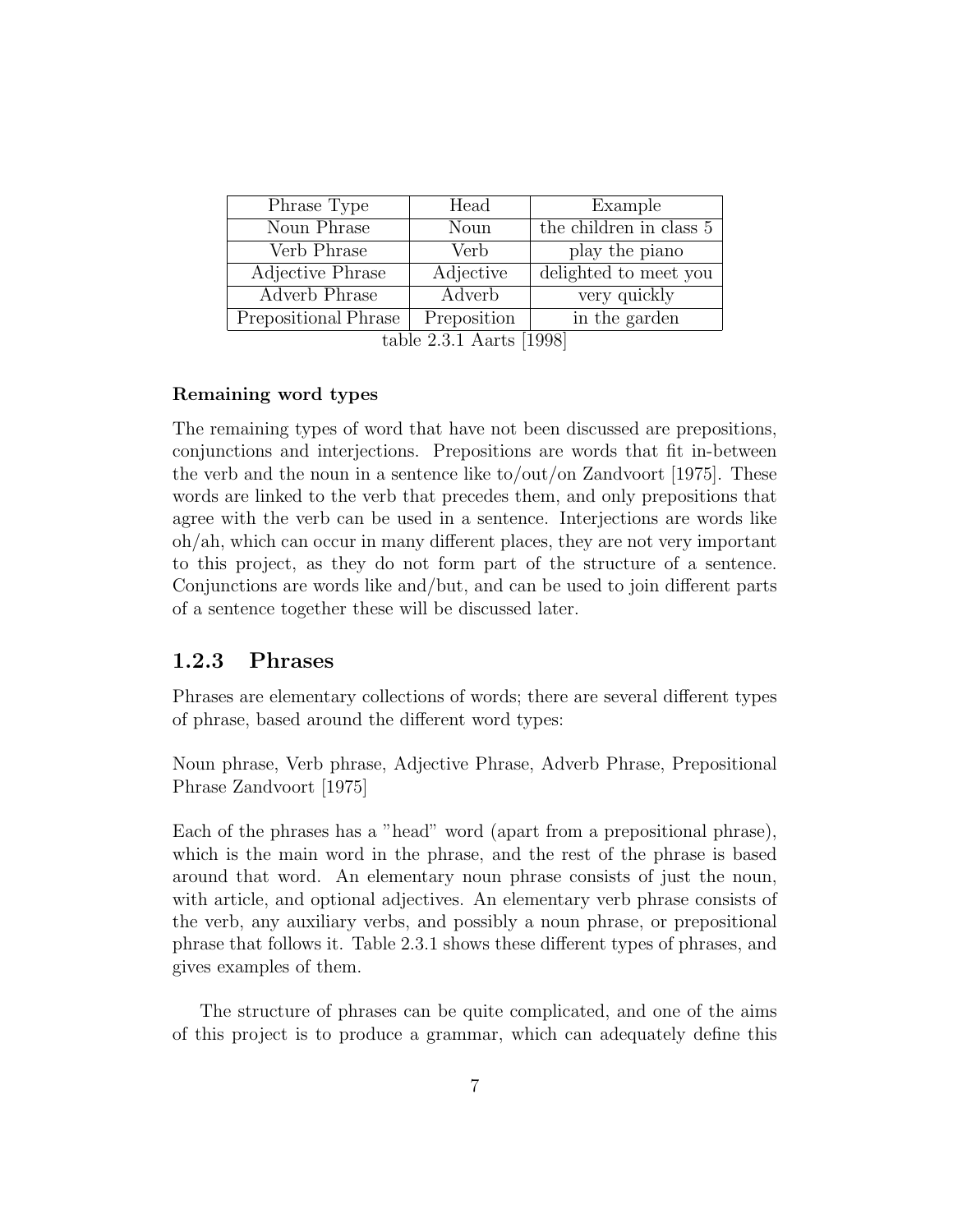| Phrase Type | Head | Example |
|---|---|---|
| Noun Phrase | Noun | the children in class 5 |
| Verb Phrase | Verb | play the piano |
| Adjective Phrase | Adjective | delighted to meet you |
| Adverb Phrase | Adverb | very quickly |
| Prepositional Phrase | Preposition | in the garden |

table 2.3.1 Aarts [1998]

**Remaining word types**

The remaining types of word that have not been discussed are prepositions, conjunctions and interjections. Prepositions are words that fit in-between the verb and the noun in a sentence like to/out/on Zandvoort [1975]. These words are linked to the verb that precedes them, and only prepositions that agree with the verb can be used in a sentence. Interjections are words like oh/ah, which can occur in many different places, they are not very important to this project, as they do not form part of the structure of a sentence. Conjunctions are words like and/but, and can be used to join different parts of a sentence together these will be discussed later.

### 1.2.3 Phrases

Phrases are elementary collections of words; there are several different types of phrase, based around the different word types:

Noun phrase, Verb phrase, Adjective Phrase, Adverb Phrase, Prepositional Phrase Zandvoort [1975]

Each of the phrases has a "head" word (apart from a prepositional phrase), which is the main word in the phrase, and the rest of the phrase is based around that word. An elementary noun phrase consists of just the noun, with article, and optional adjectives. An elementary verb phrase consists of the verb, any auxiliary verbs, and possibly a noun phrase, or prepositional phrase that follows it. Table 2.3.1 shows these different types of phrases, and gives examples of them.

The structure of phrases can be quite complicated, and one of the aims of this project is to produce a grammar, which can adequately define this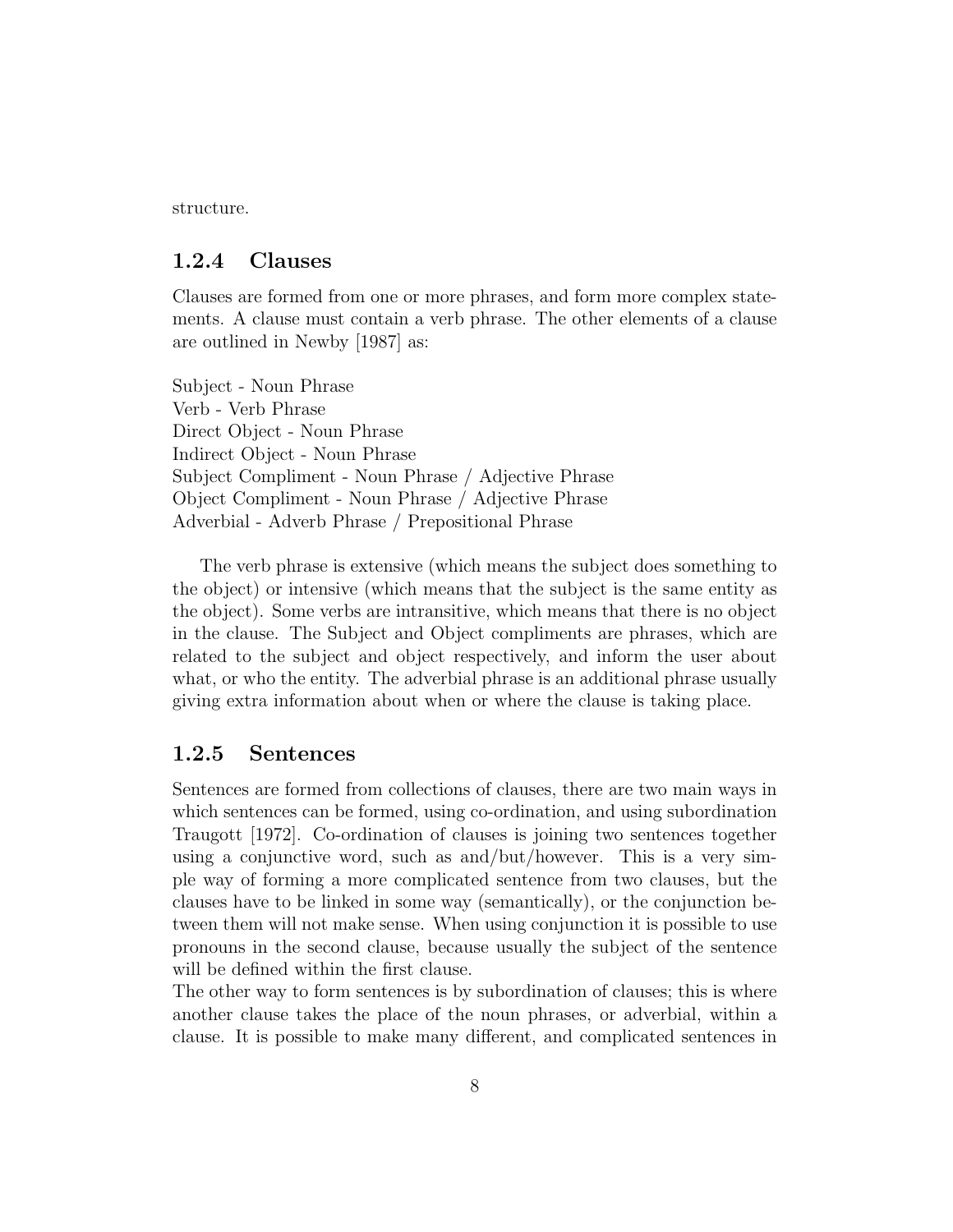structure.

### 1.2.4 Clauses

Clauses are formed from one or more phrases, and form more complex statements. A clause must contain a verb phrase. The other elements of a clause are outlined in Newby [1987] as:

Subject - Noun Phrase  
Verb - Verb Phrase  
Direct Object - Noun Phrase  
Indirect Object - Noun Phrase  
Subject Compliment - Noun Phrase / Adjective Phrase  
Object Compliment - Noun Phrase / Adjective Phrase  
Adverbial - Adverb Phrase / Prepositional Phrase

The verb phrase is extensive (which means the subject does something to the object) or intensive (which means that the subject is the same entity as the object). Some verbs are intransitive, which means that there is no object in the clause. The Subject and Object compliments are phrases, which are related to the subject and object respectively, and inform the user about what, or who the entity. The adverbial phrase is an additional phrase usually giving extra information about when or where the clause is taking place.

### 1.2.5 Sentences

Sentences are formed from collections of clauses, there are two main ways in which sentences can be formed, using co-ordination, and using subordination Traugott [1972]. Co-ordination of clauses is joining two sentences together using a conjunctive word, such as and/but/however. This is a very simple way of forming a more complicated sentence from two clauses, but the clauses have to be linked in some way (semantically), or the conjunction between them will not make sense. When using conjunction it is possible to use pronouns in the second clause, because usually the subject of the sentence will be defined within the first clause.  
The other way to form sentences is by subordination of clauses; this is where another clause takes the place of the noun phrases, or adverbial, within a clause. It is possible to make many different, and complicated sentences in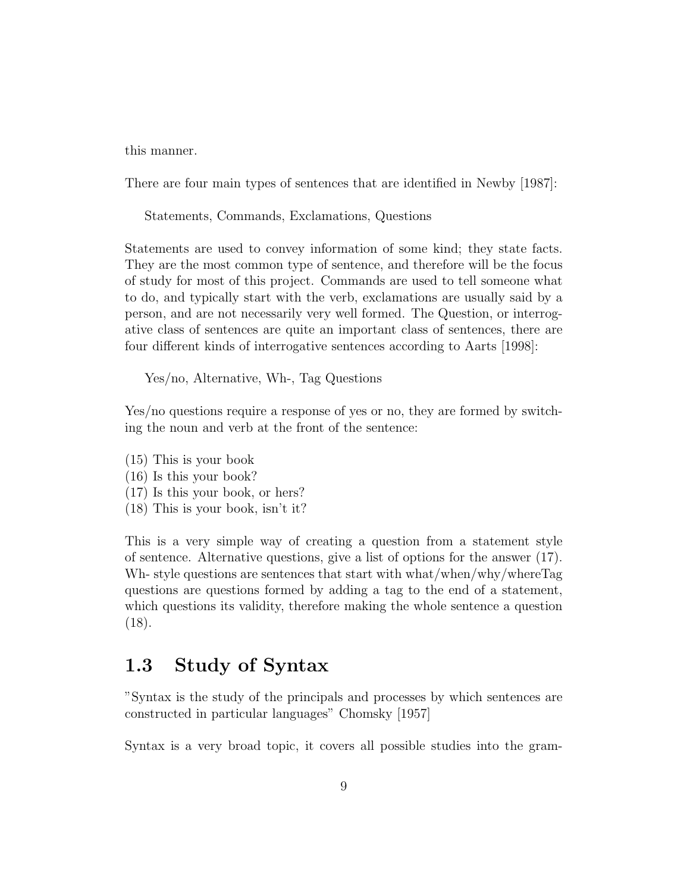this manner.

There are four main types of sentences that are identified in Newby [1987]:

Statements, Commands, Exclamations, Questions

Statements are used to convey information of some kind; they state facts. They are the most common type of sentence, and therefore will be the focus of study for most of this project. Commands are used to tell someone what to do, and typically start with the verb, exclamations are usually said by a person, and are not necessarily very well formed. The Question, or interrogative class of sentences are quite an important class of sentences, there are four different kinds of interrogative sentences according to Aarts [1998]:

Yes/no, Alternative, Wh-, Tag Questions

Yes/no questions require a response of yes or no, they are formed by switching the noun and verb at the front of the sentence:

(15) This is your book
(16) Is this your book?
(17) Is this your book, or hers?
(18) This is your book, isn't it?

This is a very simple way of creating a question from a statement style of sentence. Alternative questions, give a list of options for the answer (17). Wh- style questions are sentences that start with what/when/why/whereTag questions are questions formed by adding a tag to the end of a statement, which questions its validity, therefore making the whole sentence a question (18).

## 1.3 Study of Syntax

"Syntax is the study of the principals and processes by which sentences are constructed in particular languages" Chomsky [1957]

Syntax is a very broad topic, it covers all possible studies into the gram-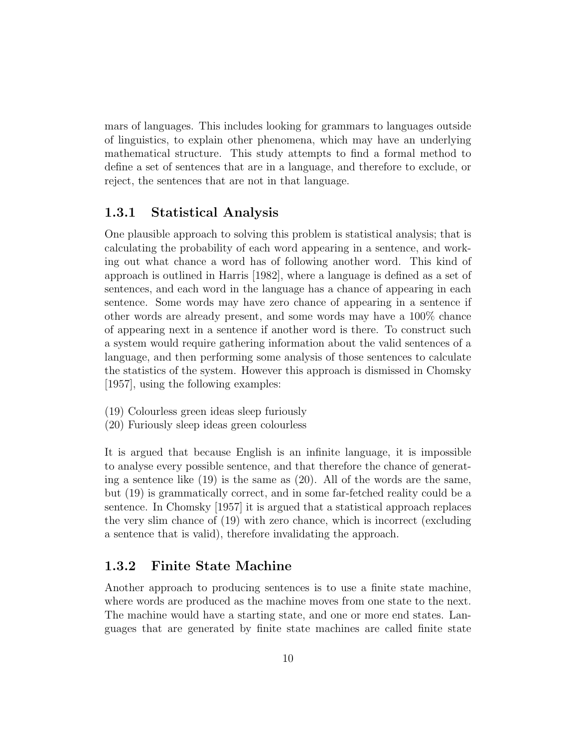mars of languages. This includes looking for grammars to languages outside of linguistics, to explain other phenomena, which may have an underlying mathematical structure. This study attempts to find a formal method to define a set of sentences that are in a language, and therefore to exclude, or reject, the sentences that are not in that language.

### 1.3.1 Statistical Analysis

One plausible approach to solving this problem is statistical analysis; that is calculating the probability of each word appearing in a sentence, and working out what chance a word has of following another word. This kind of approach is outlined in Harris [1982], where a language is defined as a set of sentences, and each word in the language has a chance of appearing in each sentence. Some words may have zero chance of appearing in a sentence if other words are already present, and some words may have a 100% chance of appearing next in a sentence if another word is there. To construct such a system would require gathering information about the valid sentences of a language, and then performing some analysis of those sentences to calculate the statistics of the system. However this approach is dismissed in Chomsky [1957], using the following examples:

(19) Colourless green ideas sleep furiously
(20) Furiously sleep ideas green colourless

It is argued that because English is an infinite language, it is impossible to analyse every possible sentence, and that therefore the chance of generating a sentence like (19) is the same as (20). All of the words are the same, but (19) is grammatically correct, and in some far-fetched reality could be a sentence. In Chomsky [1957] it is argued that a statistical approach replaces the very slim chance of (19) with zero chance, which is incorrect (excluding a sentence that is valid), therefore invalidating the approach.

### 1.3.2 Finite State Machine

Another approach to producing sentences is to use a finite state machine, where words are produced as the machine moves from one state to the next. The machine would have a starting state, and one or more end states. Languages that are generated by finite state machines are called finite state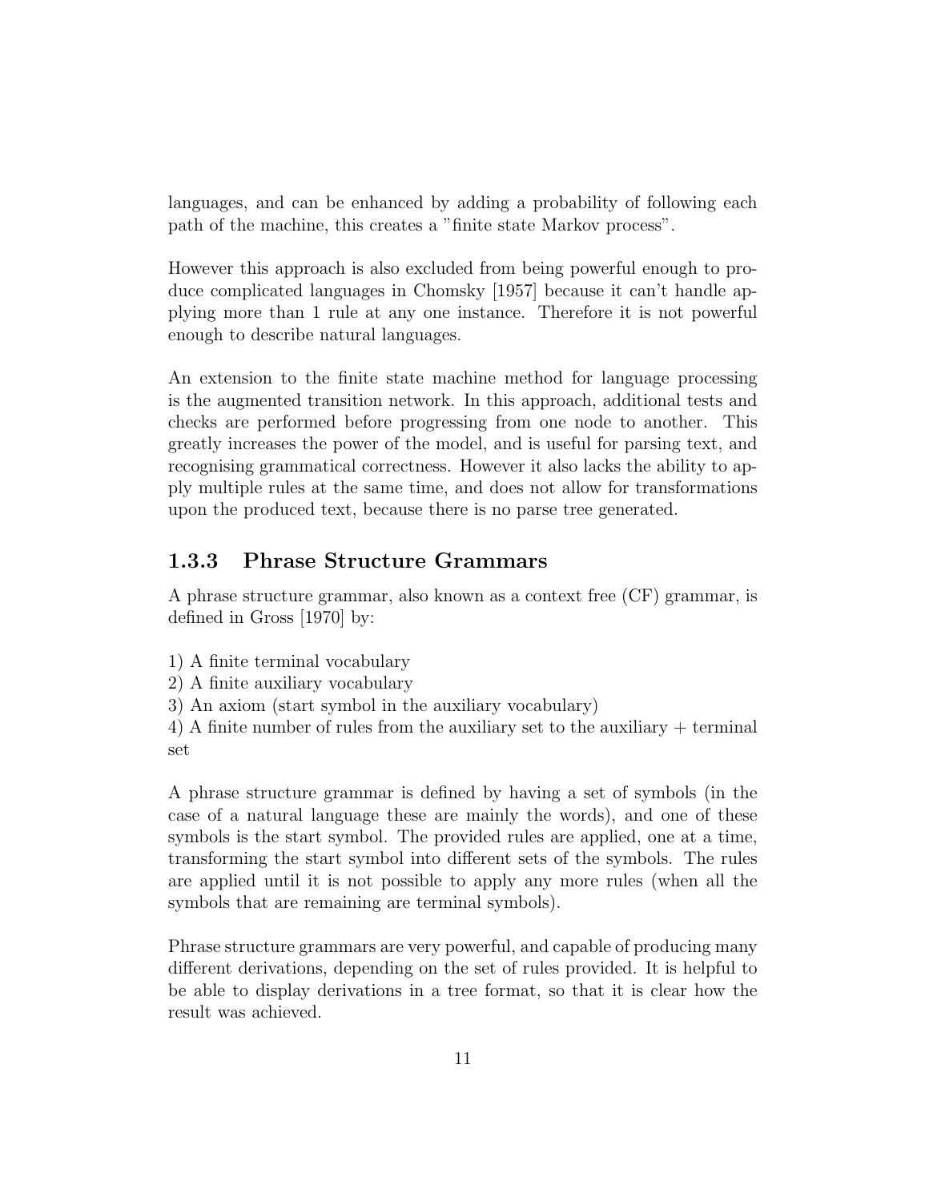languages, and can be enhanced by adding a probability of following each path of the machine, this creates a "finite state Markov process".

However this approach is also excluded from being powerful enough to produce complicated languages in Chomsky [1957] because it can't handle applying more than 1 rule at any one instance. Therefore it is not powerful enough to describe natural languages.

An extension to the finite state machine method for language processing is the augmented transition network. In this approach, additional tests and checks are performed before progressing from one node to another. This greatly increases the power of the model, and is useful for parsing text, and recognising grammatical correctness. However it also lacks the ability to apply multiple rules at the same time, and does not allow for transformations upon the produced text, because there is no parse tree generated.

### 1.3.3 Phrase Structure Grammars

A phrase structure grammar, also known as a context free (CF) grammar, is defined in Gross [1970] by:

1) A finite terminal vocabulary
2) A finite auxiliary vocabulary
3) An axiom (start symbol in the auxiliary vocabulary)
4) A finite number of rules from the auxiliary set to the auxiliary + terminal set

A phrase structure grammar is defined by having a set of symbols (in the case of a natural language these are mainly the words), and one of these symbols is the start symbol. The provided rules are applied, one at a time, transforming the start symbol into different sets of the symbols. The rules are applied until it is not possible to apply any more rules (when all the symbols that are remaining are terminal symbols).

Phrase structure grammars are very powerful, and capable of producing many different derivations, depending on the set of rules provided. It is helpful to be able to display derivations in a tree format, so that it is clear how the result was achieved.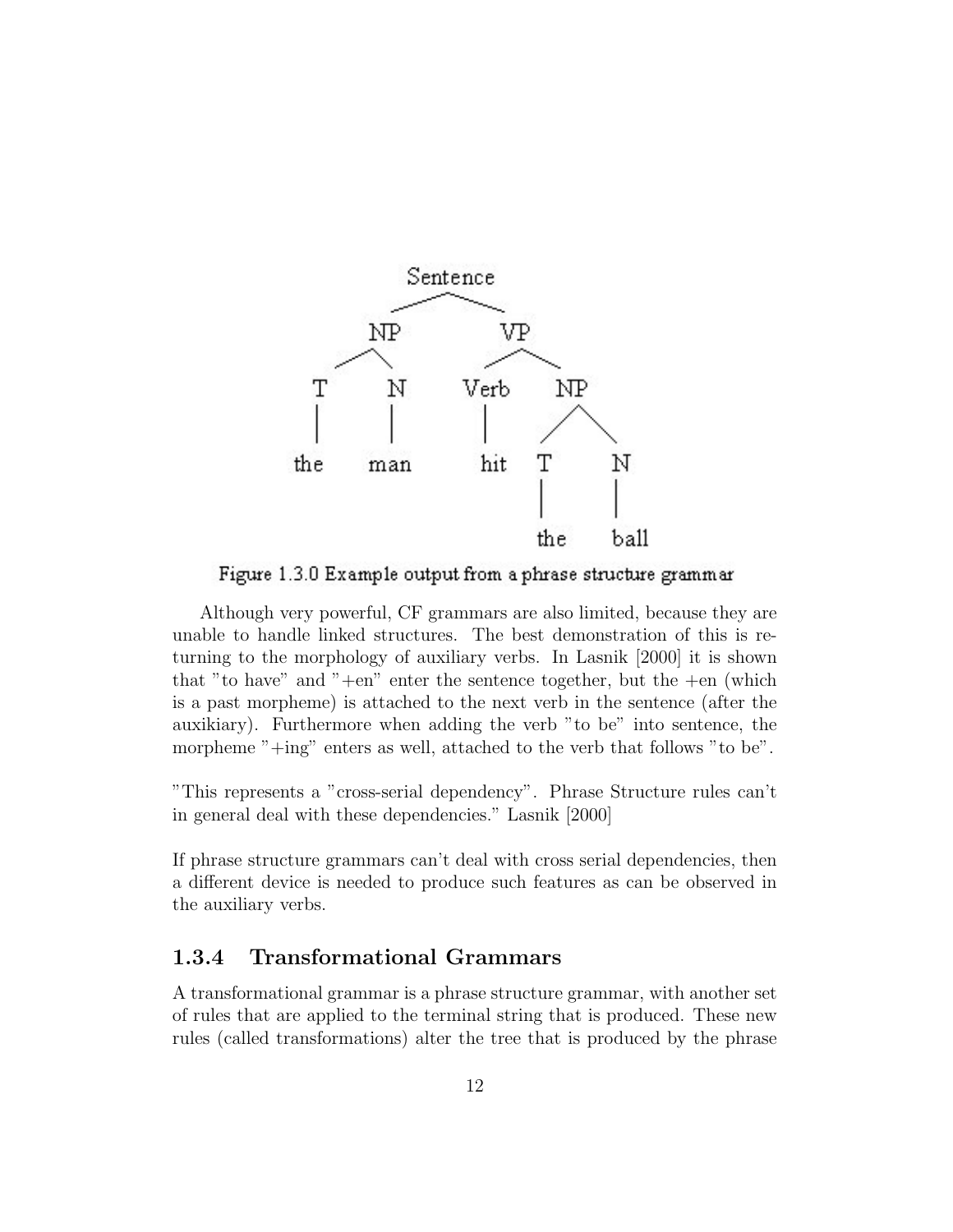Figure 1.3.0 Example output from a phrase structure grammar

Although very powerful, CF grammars are also limited, because they are unable to handle linked structures. The best demonstration of this is returning to the morphology of auxiliary verbs. In Lasnik [2000] it is shown that "to have" and "+en" enter the sentence together, but the +en (which is a past morpheme) is attached to the next verb in the sentence (after the auxikiary). Furthermore when adding the verb "to be" into sentence, the morpheme "+ing" enters as well, attached to the verb that follows "to be".

"This represents a "cross-serial dependency". Phrase Structure rules can't in general deal with these dependencies." Lasnik [2000]

If phrase structure grammars can't deal with cross serial dependencies, then a different device is needed to produce such features as can be observed in the auxiliary verbs.

### 1.3.4 Transformational Grammars

A transformational grammar is a phrase structure grammar, with another set of rules that are applied to the terminal string that is produced. These new rules (called transformations) alter the tree that is produced by the phrase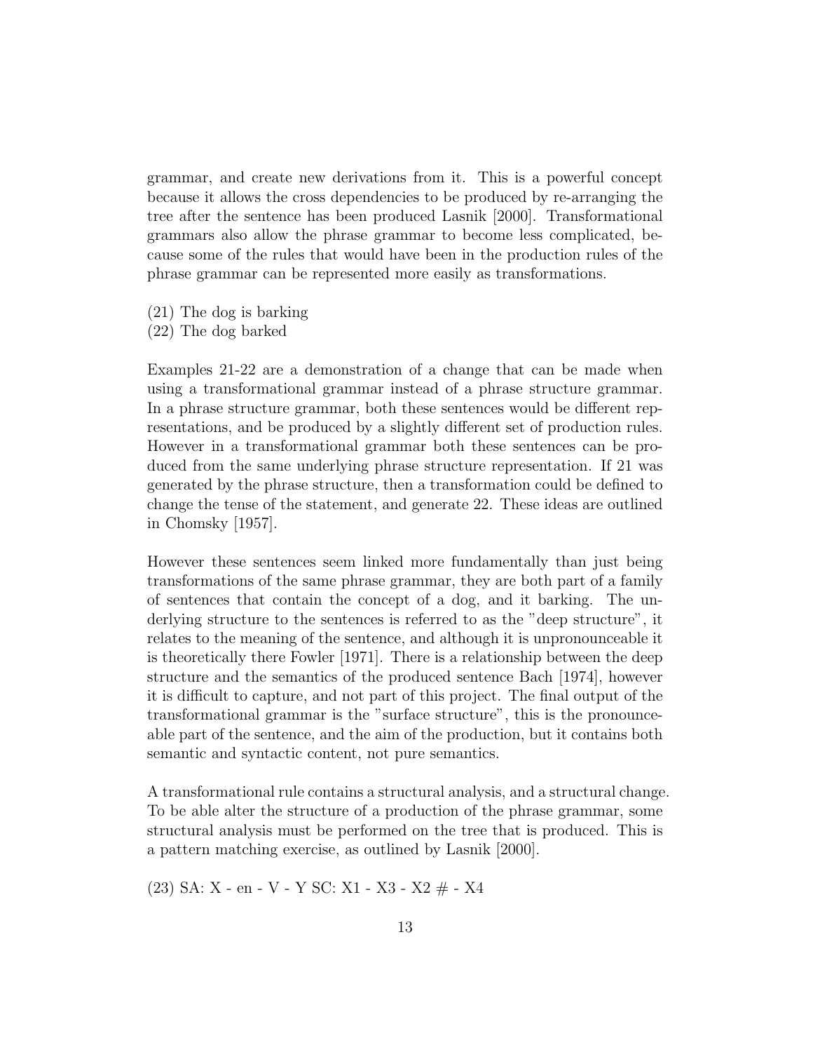grammar, and create new derivations from it. This is a powerful concept because it allows the cross dependencies to be produced by re-arranging the tree after the sentence has been produced Lasnik [2000]. Transformational grammars also allow the phrase grammar to become less complicated, because some of the rules that would have been in the production rules of the phrase grammar can be represented more easily as transformations.

(21) The dog is barking  
(22) The dog barked

Examples 21-22 are a demonstration of a change that can be made when using a transformational grammar instead of a phrase structure grammar. In a phrase structure grammar, both these sentences would be different representations, and be produced by a slightly different set of production rules. However in a transformational grammar both these sentences can be produced from the same underlying phrase structure representation. If 21 was generated by the phrase structure, then a transformation could be defined to change the tense of the statement, and generate 22. These ideas are outlined in Chomsky [1957].

However these sentences seem linked more fundamentally than just being transformations of the same phrase grammar, they are both part of a family of sentences that contain the concept of a dog, and it barking. The underlying structure to the sentences is referred to as the "deep structure", it relates to the meaning of the sentence, and although it is unpronounceable it is theoretically there Fowler [1971]. There is a relationship between the deep structure and the semantics of the produced sentence Bach [1974], however it is difficult to capture, and not part of this project. The final output of the transformational grammar is the "surface structure", this is the pronounceable part of the sentence, and the aim of the production, but it contains both semantic and syntactic content, not pure semantics.

A transformational rule contains a structural analysis, and a structural change. To be able alter the structure of a production of the phrase grammar, some structural analysis must be performed on the tree that is produced. This is a pattern matching exercise, as outlined by Lasnik [2000].

(23) SA: X - en - V - Y SC: X1 - X3 - X2 # - X4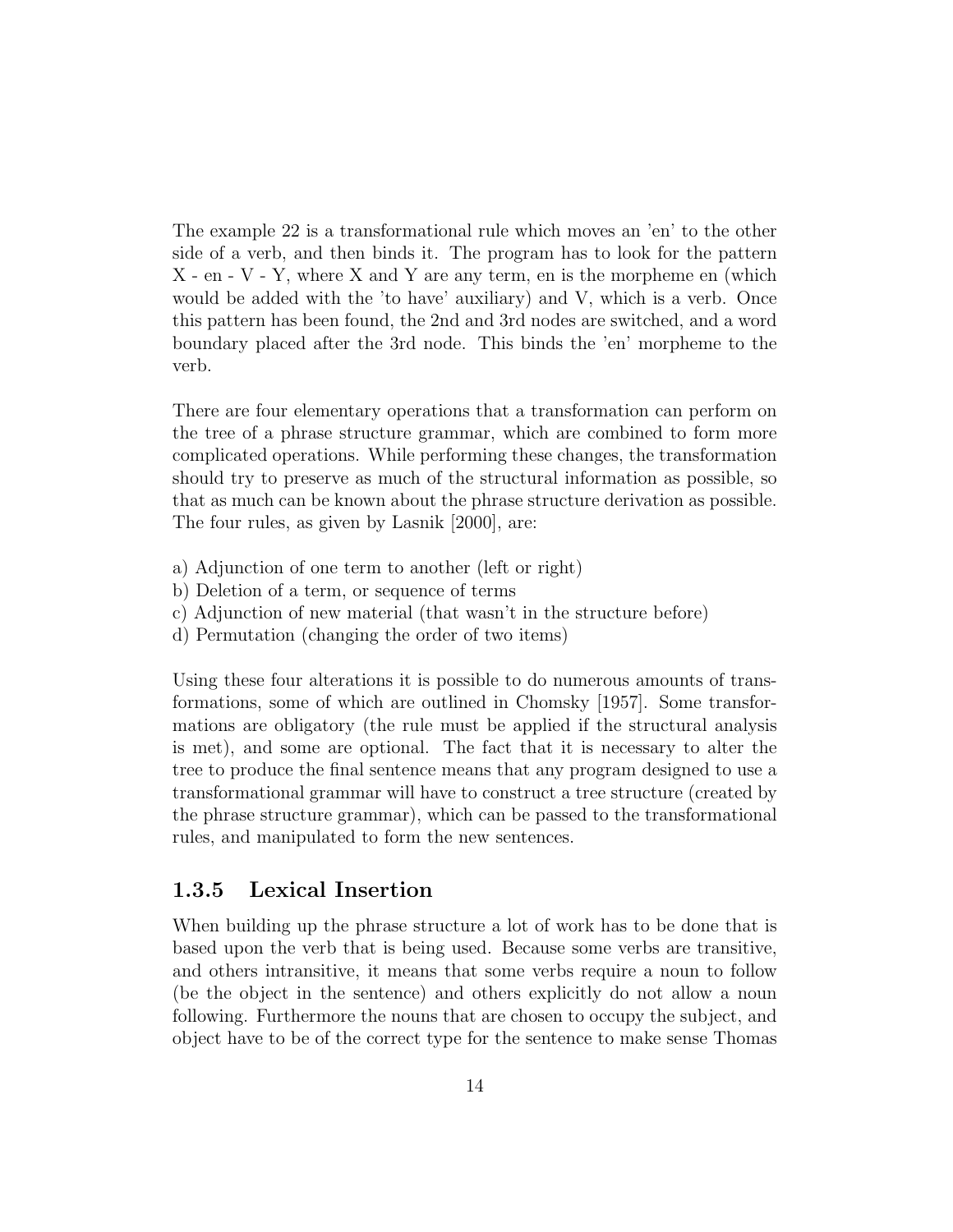The example 22 is a transformational rule which moves an 'en' to the other side of a verb, and then binds it. The program has to look for the pattern X - en - V - Y, where X and Y are any term, en is the morpheme en (which would be added with the 'to have' auxiliary) and V, which is a verb. Once this pattern has been found, the 2nd and 3rd nodes are switched, and a word boundary placed after the 3rd node. This binds the 'en' morpheme to the verb.

There are four elementary operations that a transformation can perform on the tree of a phrase structure grammar, which are combined to form more complicated operations. While performing these changes, the transformation should try to preserve as much of the structural information as possible, so that as much can be known about the phrase structure derivation as possible. The four rules, as given by Lasnik [2000], are:

a) Adjunction of one term to another (left or right)
b) Deletion of a term, or sequence of terms
c) Adjunction of new material (that wasn't in the structure before)
d) Permutation (changing the order of two items)

Using these four alterations it is possible to do numerous amounts of transformations, some of which are outlined in Chomsky [1957]. Some transformations are obligatory (the rule must be applied if the structural analysis is met), and some are optional. The fact that it is necessary to alter the tree to produce the final sentence means that any program designed to use a transformational grammar will have to construct a tree structure (created by the phrase structure grammar), which can be passed to the transformational rules, and manipulated to form the new sentences.

### 1.3.5 Lexical Insertion

When building up the phrase structure a lot of work has to be done that is based upon the verb that is being used. Because some verbs are transitive, and others intransitive, it means that some verbs require a noun to follow (be the object in the sentence) and others explicitly do not allow a noun following. Furthermore the nouns that are chosen to occupy the subject, and object have to be of the correct type for the sentence to make sense Thomas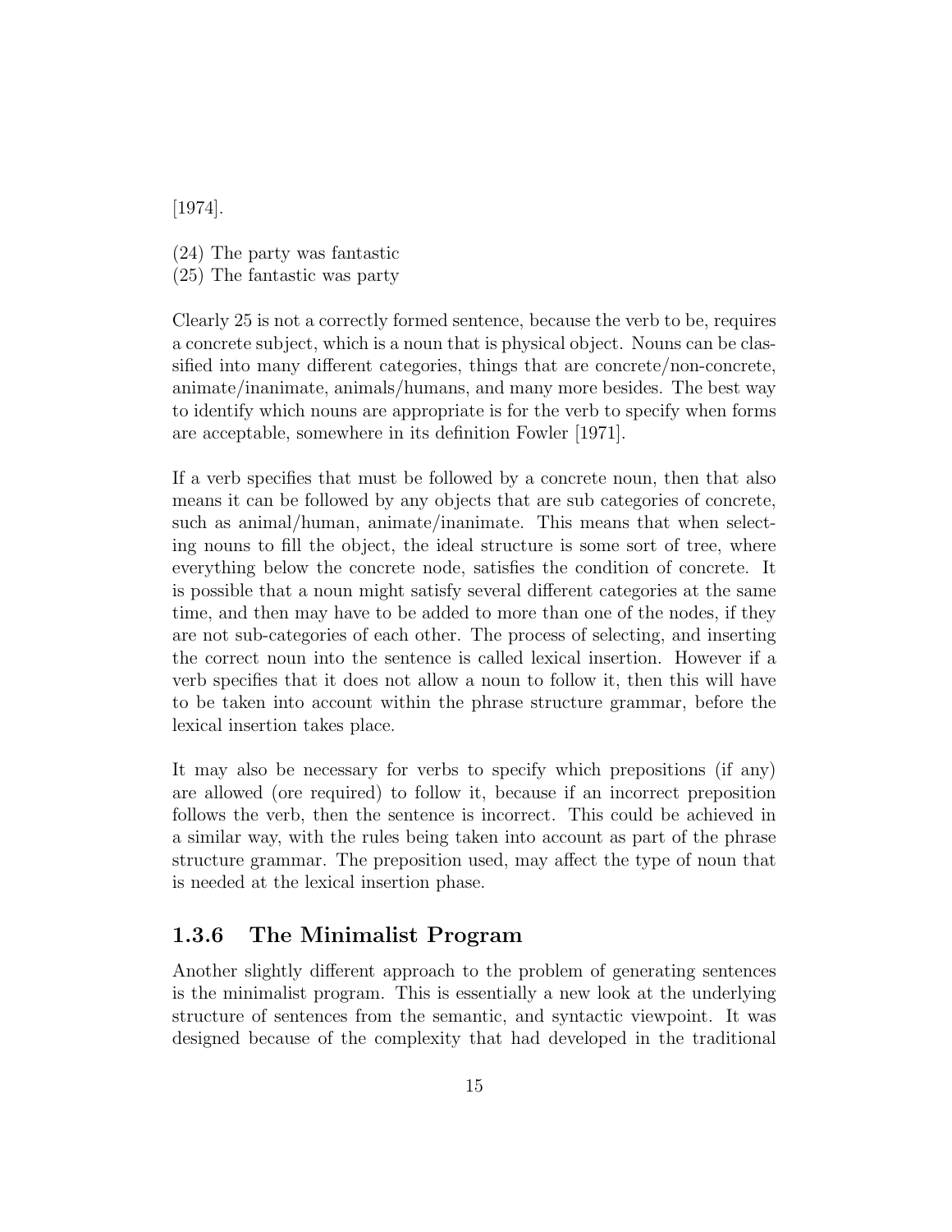[1974].

(24) The party was fantastic
(25) The fantastic was party

Clearly 25 is not a correctly formed sentence, because the verb to be, requires a concrete subject, which is a noun that is physical object. Nouns can be classified into many different categories, things that are concrete/non-concrete, animate/inanimate, animals/humans, and many more besides. The best way to identify which nouns are appropriate is for the verb to specify when forms are acceptable, somewhere in its definition Fowler [1971].

If a verb specifies that must be followed by a concrete noun, then that also means it can be followed by any objects that are sub categories of concrete, such as animal/human, animate/inanimate. This means that when selecting nouns to fill the object, the ideal structure is some sort of tree, where everything below the concrete node, satisfies the condition of concrete. It is possible that a noun might satisfy several different categories at the same time, and then may have to be added to more than one of the nodes, if they are not sub-categories of each other. The process of selecting, and inserting the correct noun into the sentence is called lexical insertion. However if a verb specifies that it does not allow a noun to follow it, then this will have to be taken into account within the phrase structure grammar, before the lexical insertion takes place.

It may also be necessary for verbs to specify which prepositions (if any) are allowed (ore required) to follow it, because if an incorrect preposition follows the verb, then the sentence is incorrect. This could be achieved in a similar way, with the rules being taken into account as part of the phrase structure grammar. The preposition used, may affect the type of noun that is needed at the lexical insertion phase.

### 1.3.6 The Minimalist Program

Another slightly different approach to the problem of generating sentences is the minimalist program. This is essentially a new look at the underlying structure of sentences from the semantic, and syntactic viewpoint. It was designed because of the complexity that had developed in the traditional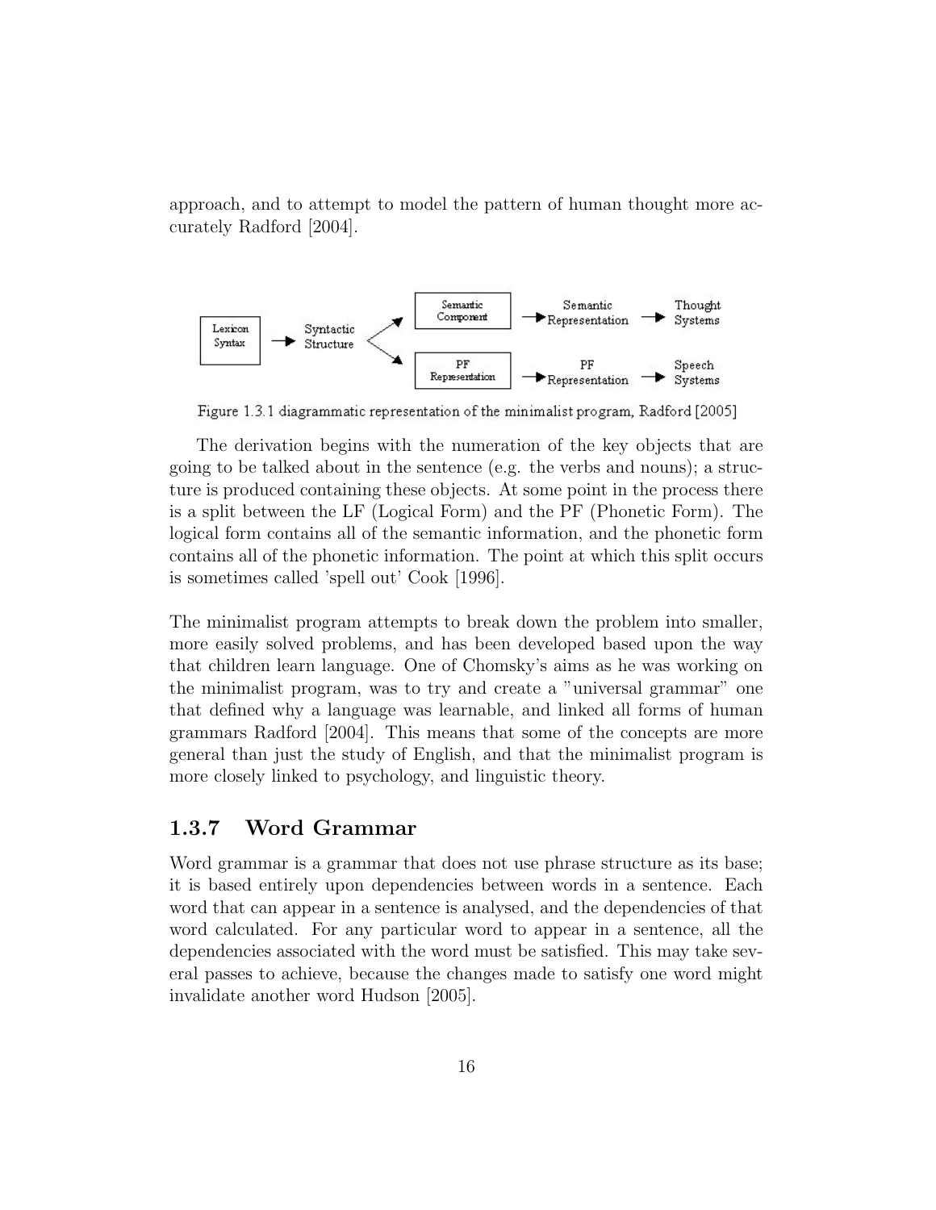approach, and to attempt to model the pattern of human thought more accurately Radford [2004].

Figure 1.3.1 diagrammatic representation of the minimalist program, Radford [2005]

The derivation begins with the numeration of the key objects that are going to be talked about in the sentence (e.g. the verbs and nouns); a structure is produced containing these objects. At some point in the process there is a split between the LF (Logical Form) and the PF (Phonetic Form). The logical form contains all of the semantic information, and the phonetic form contains all of the phonetic information. The point at which this split occurs is sometimes called 'spell out' Cook [1996].

The minimalist program attempts to break down the problem into smaller, more easily solved problems, and has been developed based upon the way that children learn language. One of Chomsky's aims as he was working on the minimalist program, was to try and create a "universal grammar" one that defined why a language was learnable, and linked all forms of human grammars Radford [2004]. This means that some of the concepts are more general than just the study of English, and that the minimalist program is more closely linked to psychology, and linguistic theory.

### 1.3.7 Word Grammar

Word grammar is a grammar that does not use phrase structure as its base; it is based entirely upon dependencies between words in a sentence. Each word that can appear in a sentence is analysed, and the dependencies of that word calculated. For any particular word to appear in a sentence, all the dependencies associated with the word must be satisfied. This may take several passes to achieve, because the changes made to satisfy one word might invalidate another word Hudson [2005].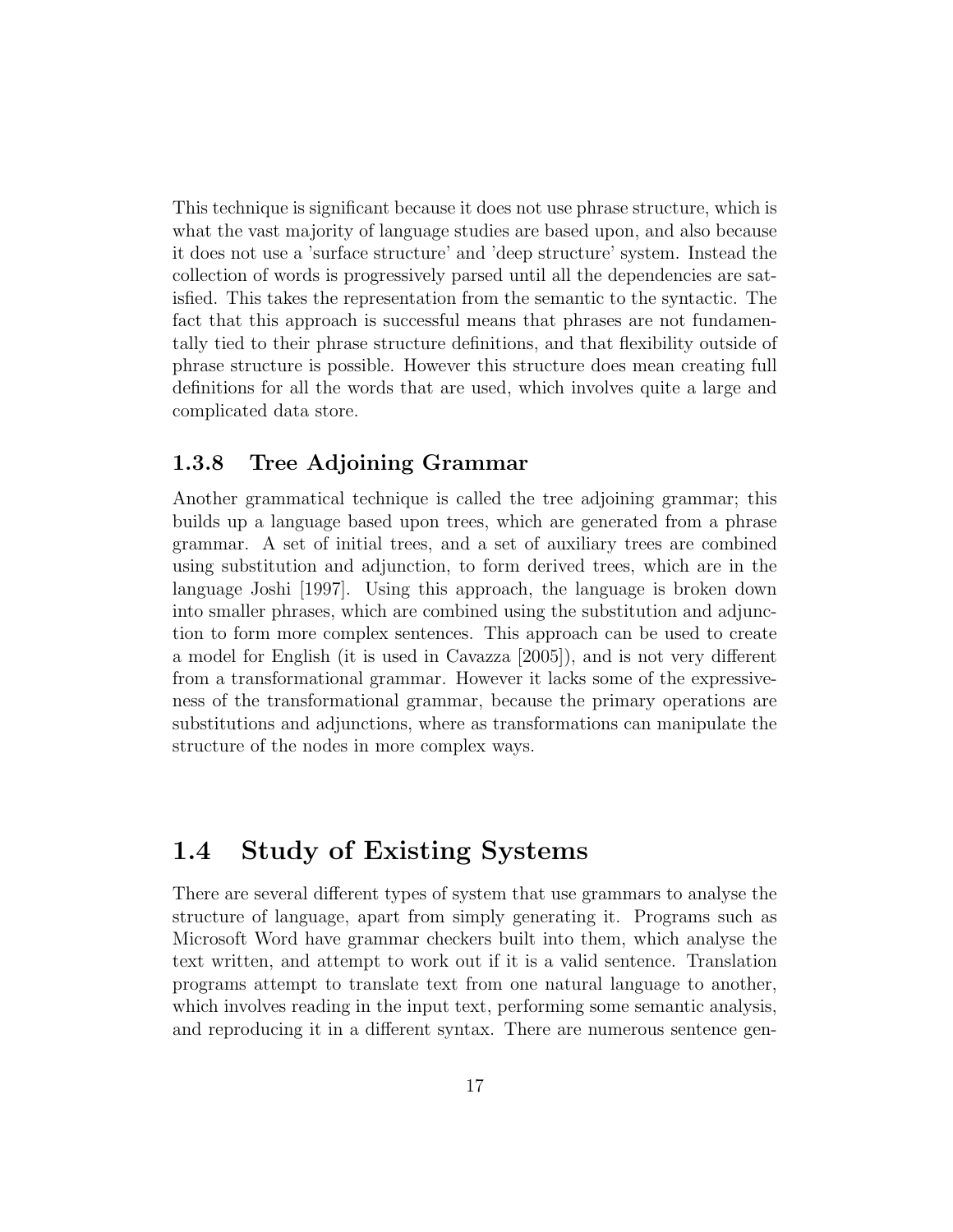This technique is significant because it does not use phrase structure, which is what the vast majority of language studies are based upon, and also because it does not use a 'surface structure' and 'deep structure' system. Instead the collection of words is progressively parsed until all the dependencies are satisfied. This takes the representation from the semantic to the syntactic. The fact that this approach is successful means that phrases are not fundamentally tied to their phrase structure definitions, and that flexibility outside of phrase structure is possible. However this structure does mean creating full definitions for all the words that are used, which involves quite a large and complicated data store.

### 1.3.8 Tree Adjoining Grammar

Another grammatical technique is called the tree adjoining grammar; this builds up a language based upon trees, which are generated from a phrase grammar. A set of initial trees, and a set of auxiliary trees are combined using substitution and adjunction, to form derived trees, which are in the language Joshi [1997]. Using this approach, the language is broken down into smaller phrases, which are combined using the substitution and adjunction to form more complex sentences. This approach can be used to create a model for English (it is used in Cavazza [2005]), and is not very different from a transformational grammar. However it lacks some of the expressiveness of the transformational grammar, because the primary operations are substitutions and adjunctions, where as transformations can manipulate the structure of the nodes in more complex ways.

## 1.4 Study of Existing Systems

There are several different types of system that use grammars to analyse the structure of language, apart from simply generating it. Programs such as Microsoft Word have grammar checkers built into them, which analyse the text written, and attempt to work out if it is a valid sentence. Translation programs attempt to translate text from one natural language to another, which involves reading in the input text, performing some semantic analysis, and reproducing it in a different syntax. There are numerous sentence gen-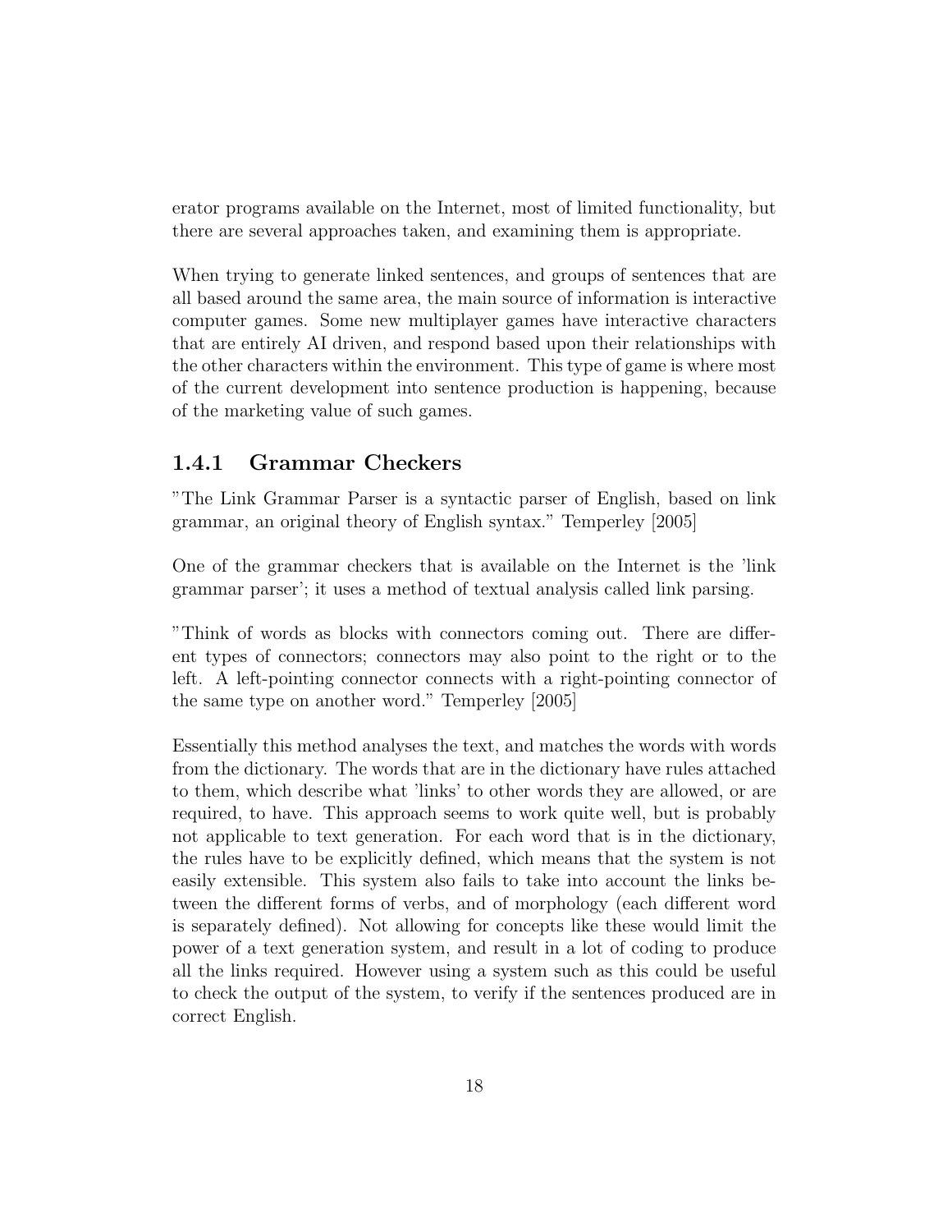erator programs available on the Internet, most of limited functionality, but there are several approaches taken, and examining them is appropriate.

When trying to generate linked sentences, and groups of sentences that are all based around the same area, the main source of information is interactive computer games. Some new multiplayer games have interactive characters that are entirely AI driven, and respond based upon their relationships with the other characters within the environment. This type of game is where most of the current development into sentence production is happening, because of the marketing value of such games.

### 1.4.1 Grammar Checkers

"The Link Grammar Parser is a syntactic parser of English, based on link grammar, an original theory of English syntax." Temperley [2005]

One of the grammar checkers that is available on the Internet is the 'link grammar parser'; it uses a method of textual analysis called link parsing.

"Think of words as blocks with connectors coming out. There are different types of connectors; connectors may also point to the right or to the left. A left-pointing connector connects with a right-pointing connector of the same type on another word." Temperley [2005]

Essentially this method analyses the text, and matches the words with words from the dictionary. The words that are in the dictionary have rules attached to them, which describe what 'links' to other words they are allowed, or are required, to have. This approach seems to work quite well, but is probably not applicable to text generation. For each word that is in the dictionary, the rules have to be explicitly defined, which means that the system is not easily extensible. This system also fails to take into account the links between the different forms of verbs, and of morphology (each different word is separately defined). Not allowing for concepts like these would limit the power of a text generation system, and result in a lot of coding to produce all the links required. However using a system such as this could be useful to check the output of the system, to verify if the sentences produced are in correct English.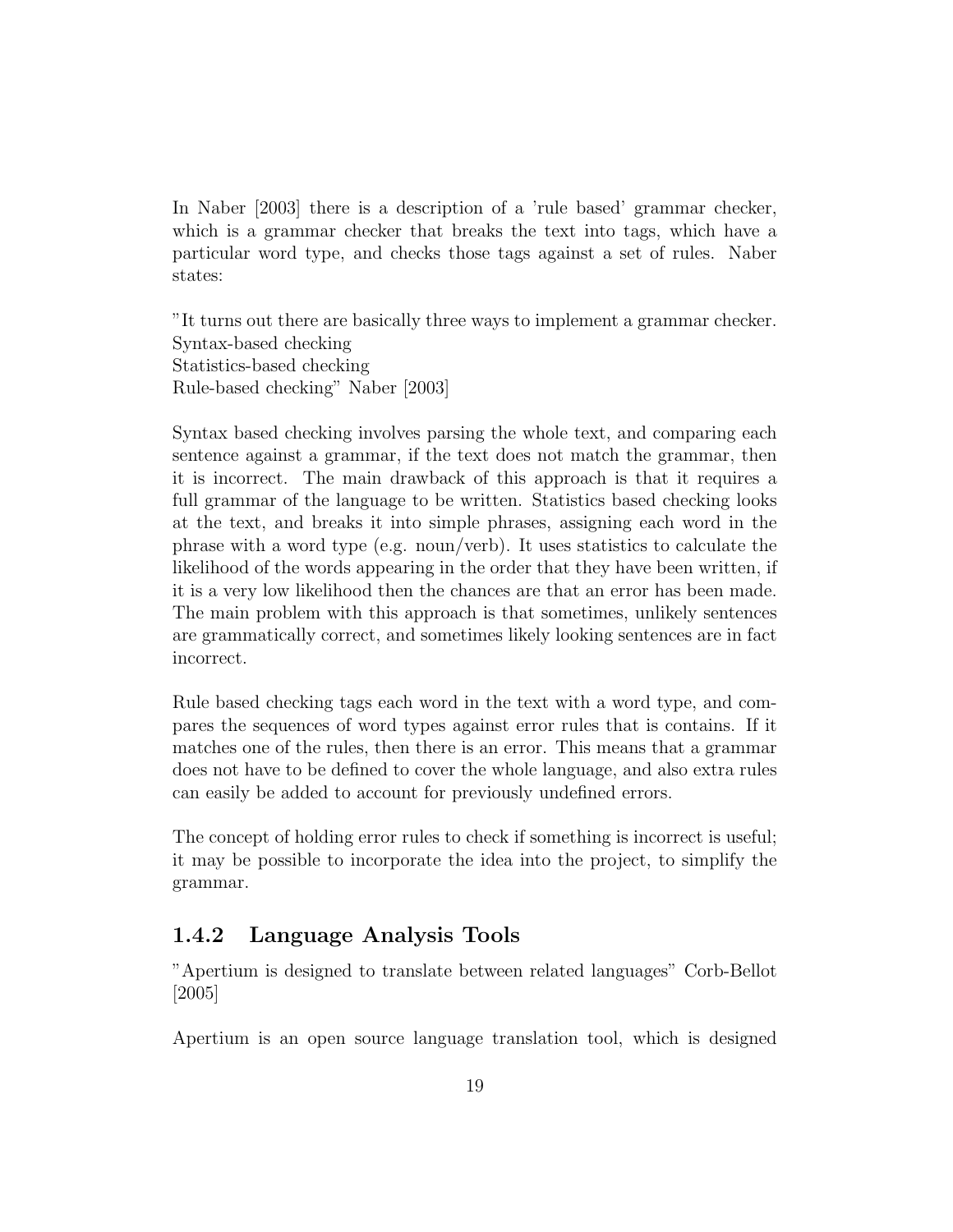In Naber [2003] there is a description of a 'rule based' grammar checker, which is a grammar checker that breaks the text into tags, which have a particular word type, and checks those tags against a set of rules. Naber states:

"It turns out there are basically three ways to implement a grammar checker.
Syntax-based checking
Statistics-based checking
Rule-based checking" Naber [2003]

Syntax based checking involves parsing the whole text, and comparing each sentence against a grammar, if the text does not match the grammar, then it is incorrect. The main drawback of this approach is that it requires a full grammar of the language to be written. Statistics based checking looks at the text, and breaks it into simple phrases, assigning each word in the phrase with a word type (e.g. noun/verb). It uses statistics to calculate the likelihood of the words appearing in the order that they have been written, if it is a very low likelihood then the chances are that an error has been made. The main problem with this approach is that sometimes, unlikely sentences are grammatically correct, and sometimes likely looking sentences are in fact incorrect.

Rule based checking tags each word in the text with a word type, and compares the sequences of word types against error rules that is contains. If it matches one of the rules, then there is an error. This means that a grammar does not have to be defined to cover the whole language, and also extra rules can easily be added to account for previously undefined errors.

The concept of holding error rules to check if something is incorrect is useful; it may be possible to incorporate the idea into the project, to simplify the grammar.

### 1.4.2 Language Analysis Tools

"Apertium is designed to translate between related languages" Corb-Bellot [2005]

Apertium is an open source language translation tool, which is designed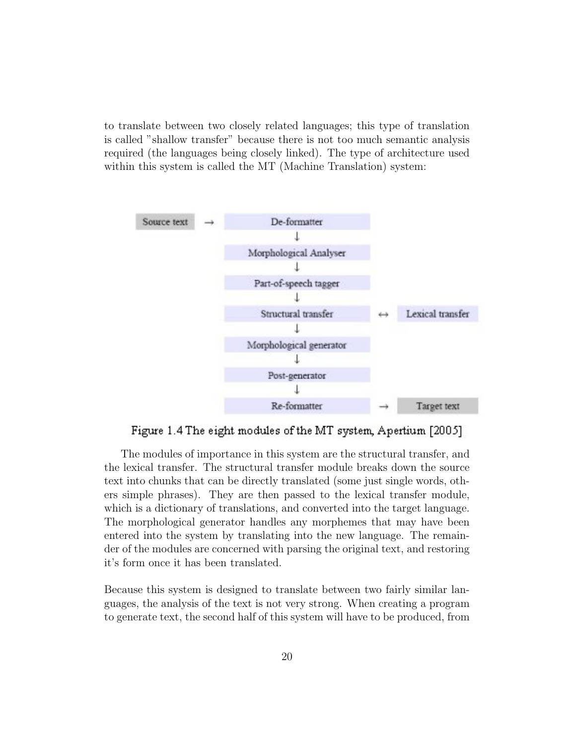to translate between two closely related languages; this type of translation is called "shallow transfer" because there is not too much semantic analysis required (the languages being closely linked). The type of architecture used within this system is called the MT (Machine Translation) system:

```
Source text  →  De-formatter
                     ↓
                Morphological Analyser
                     ↓
                Part-of-speech tagger
                     ↓
                Structural transfer      ↔  Lexical transfer
                     ↓
                Morphological generator
                     ↓
                Post-generator
                     ↓
                Re-formatter             →  Target text
```

Figure 1.4 The eight modules of the MT system, Apertium [2005]

The modules of importance in this system are the structural transfer, and the lexical transfer. The structural transfer module breaks down the source text into chunks that can be directly translated (some just single words, others simple phrases). They are then passed to the lexical transfer module, which is a dictionary of translations, and converted into the target language. The morphological generator handles any morphemes that may have been entered into the system by translating into the new language. The remainder of the modules are concerned with parsing the original text, and restoring it's form once it has been translated.

Because this system is designed to translate between two fairly similar languages, the analysis of the text is not very strong. When creating a program to generate text, the second half of this system will have to be produced, from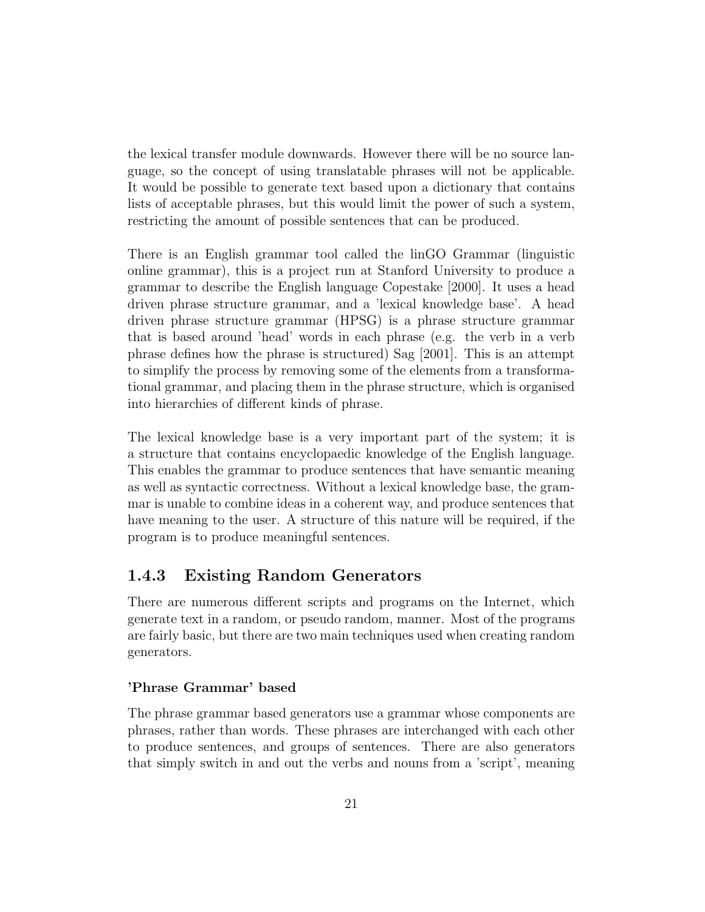the lexical transfer module downwards. However there will be no source language, so the concept of using translatable phrases will not be applicable. It would be possible to generate text based upon a dictionary that contains lists of acceptable phrases, but this would limit the power of such a system, restricting the amount of possible sentences that can be produced.

There is an English grammar tool called the linGO Grammar (linguistic online grammar), this is a project run at Stanford University to produce a grammar to describe the English language Copestake [2000]. It uses a head driven phrase structure grammar, and a 'lexical knowledge base'. A head driven phrase structure grammar (HPSG) is a phrase structure grammar that is based around 'head' words in each phrase (e.g. the verb in a verb phrase defines how the phrase is structured) Sag [2001]. This is an attempt to simplify the process by removing some of the elements from a transformational grammar, and placing them in the phrase structure, which is organised into hierarchies of different kinds of phrase.

The lexical knowledge base is a very important part of the system; it is a structure that contains encyclopaedic knowledge of the English language. This enables the grammar to produce sentences that have semantic meaning as well as syntactic correctness. Without a lexical knowledge base, the grammar is unable to combine ideas in a coherent way, and produce sentences that have meaning to the user. A structure of this nature will be required, if the program is to produce meaningful sentences.

### 1.4.3 Existing Random Generators

There are numerous different scripts and programs on the Internet, which generate text in a random, or pseudo random, manner. Most of the programs are fairly basic, but there are two main techniques used when creating random generators.

#### 'Phrase Grammar' based

The phrase grammar based generators use a grammar whose components are phrases, rather than words. These phrases are interchanged with each other to produce sentences, and groups of sentences. There are also generators that simply switch in and out the verbs and nouns from a 'script', meaning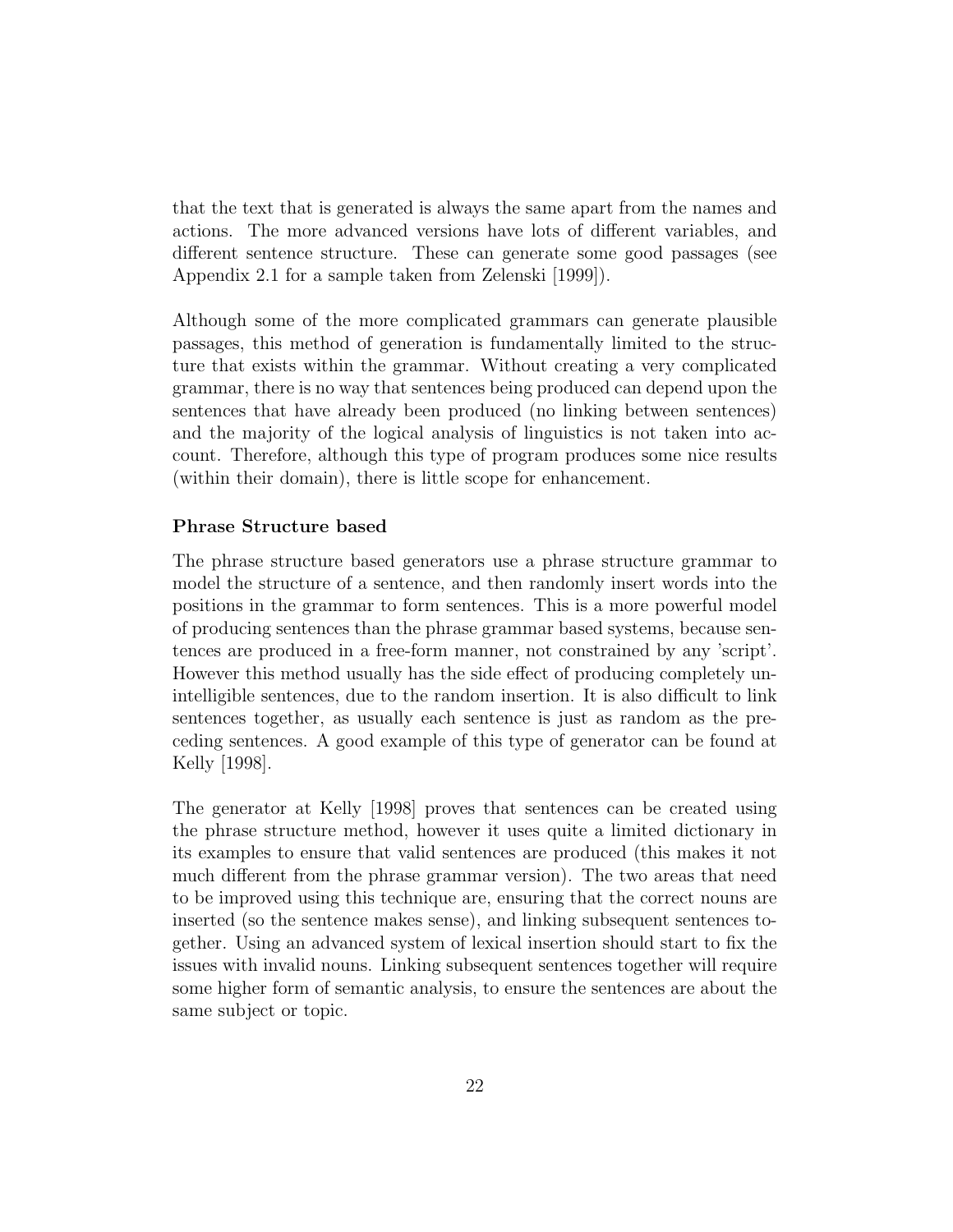that the text that is generated is always the same apart from the names and actions. The more advanced versions have lots of different variables, and different sentence structure. These can generate some good passages (see Appendix 2.1 for a sample taken from Zelenski [1999]).

Although some of the more complicated grammars can generate plausible passages, this method of generation is fundamentally limited to the structure that exists within the grammar. Without creating a very complicated grammar, there is no way that sentences being produced can depend upon the sentences that have already been produced (no linking between sentences) and the majority of the logical analysis of linguistics is not taken into account. Therefore, although this type of program produces some nice results (within their domain), there is little scope for enhancement.

**Phrase Structure based**

The phrase structure based generators use a phrase structure grammar to model the structure of a sentence, and then randomly insert words into the positions in the grammar to form sentences. This is a more powerful model of producing sentences than the phrase grammar based systems, because sentences are produced in a free-form manner, not constrained by any 'script'. However this method usually has the side effect of producing completely unintelligible sentences, due to the random insertion. It is also difficult to link sentences together, as usually each sentence is just as random as the preceding sentences. A good example of this type of generator can be found at Kelly [1998].

The generator at Kelly [1998] proves that sentences can be created using the phrase structure method, however it uses quite a limited dictionary in its examples to ensure that valid sentences are produced (this makes it not much different from the phrase grammar version). The two areas that need to be improved using this technique are, ensuring that the correct nouns are inserted (so the sentence makes sense), and linking subsequent sentences together. Using an advanced system of lexical insertion should start to fix the issues with invalid nouns. Linking subsequent sentences together will require some higher form of semantic analysis, to ensure the sentences are about the same subject or topic.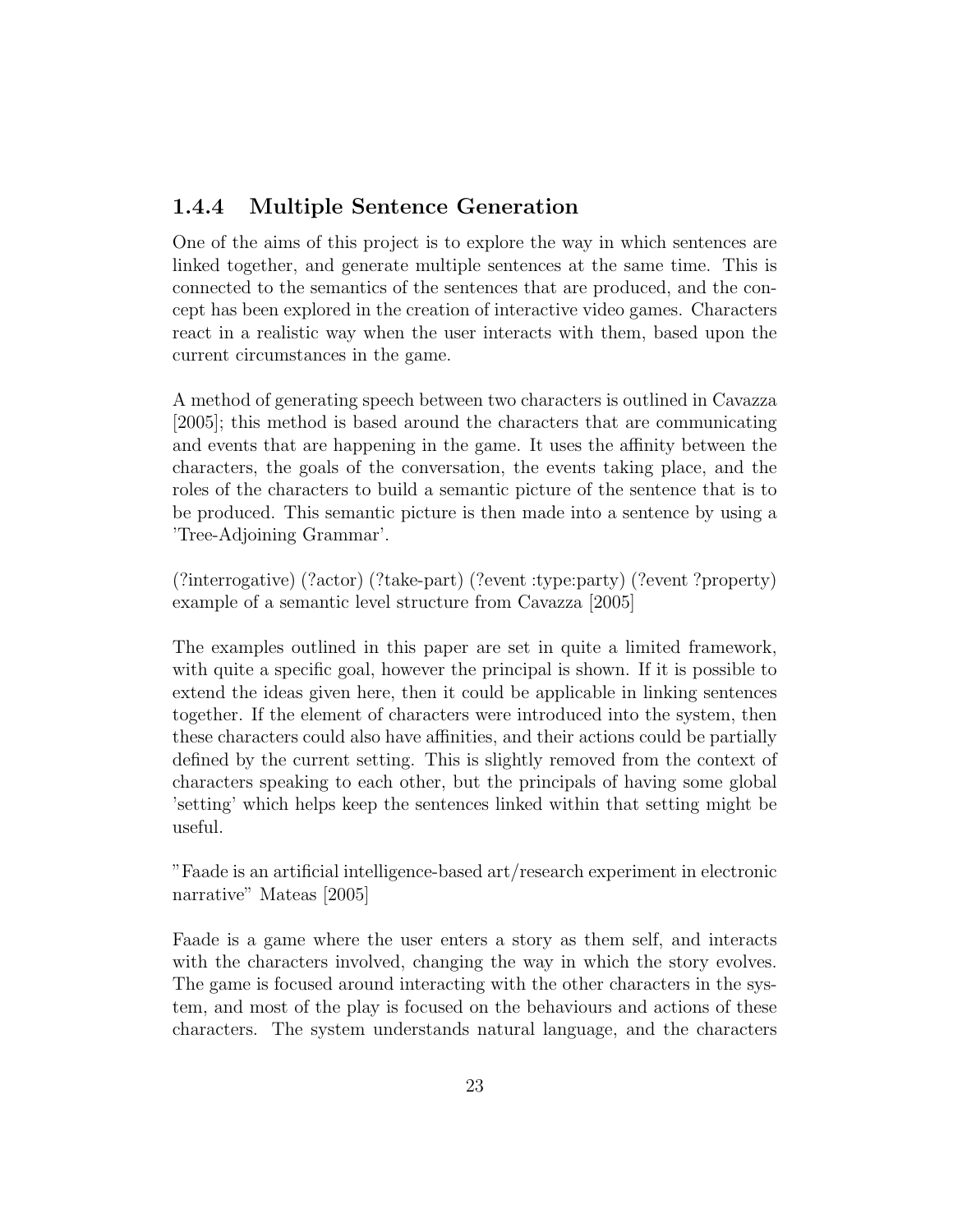### 1.4.4 Multiple Sentence Generation

One of the aims of this project is to explore the way in which sentences are linked together, and generate multiple sentences at the same time. This is connected to the semantics of the sentences that are produced, and the concept has been explored in the creation of interactive video games. Characters react in a realistic way when the user interacts with them, based upon the current circumstances in the game.

A method of generating speech between two characters is outlined in Cavazza [2005]; this method is based around the characters that are communicating and events that are happening in the game. It uses the affinity between the characters, the goals of the conversation, the events taking place, and the roles of the characters to build a semantic picture of the sentence that is to be produced. This semantic picture is then made into a sentence by using a 'Tree-Adjoining Grammar'.

(?interrogative) (?actor) (?take-part) (?event :type:party) (?event ?property) example of a semantic level structure from Cavazza [2005]

The examples outlined in this paper are set in quite a limited framework, with quite a specific goal, however the principal is shown. If it is possible to extend the ideas given here, then it could be applicable in linking sentences together. If the element of characters were introduced into the system, then these characters could also have affinities, and their actions could be partially defined by the current setting. This is slightly removed from the context of characters speaking to each other, but the principals of having some global 'setting' which helps keep the sentences linked within that setting might be useful.

"Faade is an artificial intelligence-based art/research experiment in electronic narrative" Mateas [2005]

Faade is a game where the user enters a story as them self, and interacts with the characters involved, changing the way in which the story evolves. The game is focused around interacting with the other characters in the system, and most of the play is focused on the behaviours and actions of these characters. The system understands natural language, and the characters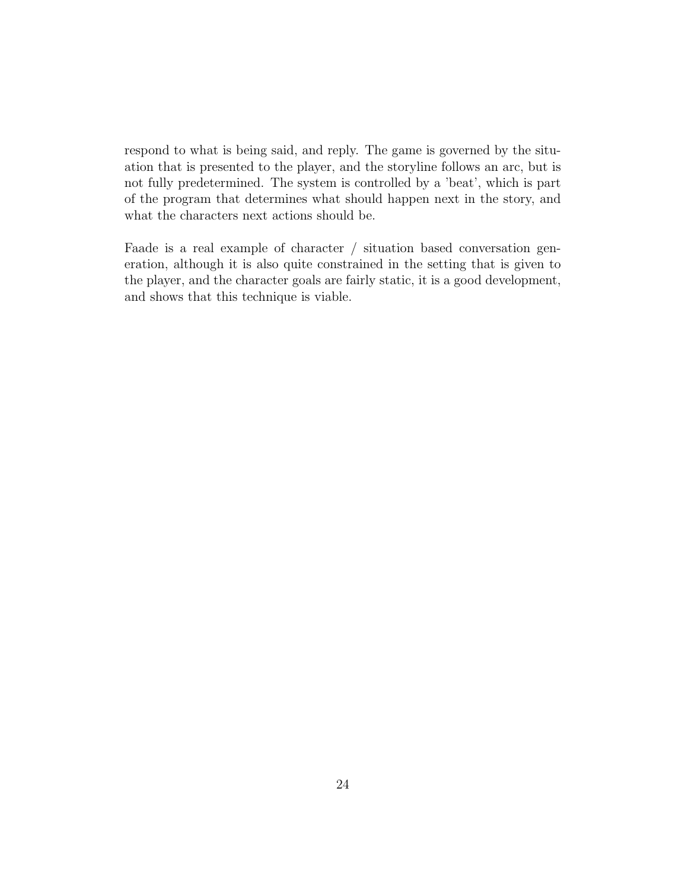respond to what is being said, and reply. The game is governed by the situation that is presented to the player, and the storyline follows an arc, but is not fully predetermined. The system is controlled by a 'beat', which is part of the program that determines what should happen next in the story, and what the characters next actions should be.

Faade is a real example of character / situation based conversation generation, although it is also quite constrained in the setting that is given to the player, and the character goals are fairly static, it is a good development, and shows that this technique is viable.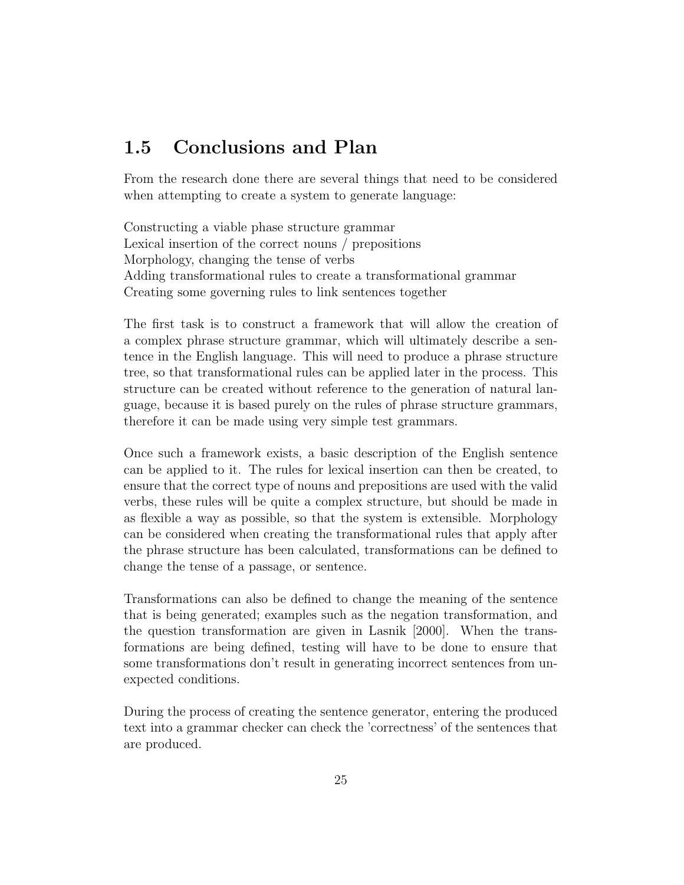## 1.5 Conclusions and Plan

From the research done there are several things that need to be considered when attempting to create a system to generate language:

Constructing a viable phase structure grammar
Lexical insertion of the correct nouns / prepositions
Morphology, changing the tense of verbs
Adding transformational rules to create a transformational grammar
Creating some governing rules to link sentences together

The first task is to construct a framework that will allow the creation of a complex phrase structure grammar, which will ultimately describe a sentence in the English language. This will need to produce a phrase structure tree, so that transformational rules can be applied later in the process. This structure can be created without reference to the generation of natural language, because it is based purely on the rules of phrase structure grammars, therefore it can be made using very simple test grammars.

Once such a framework exists, a basic description of the English sentence can be applied to it. The rules for lexical insertion can then be created, to ensure that the correct type of nouns and prepositions are used with the valid verbs, these rules will be quite a complex structure, but should be made in as flexible a way as possible, so that the system is extensible. Morphology can be considered when creating the transformational rules that apply after the phrase structure has been calculated, transformations can be defined to change the tense of a passage, or sentence.

Transformations can also be defined to change the meaning of the sentence that is being generated; examples such as the negation transformation, and the question transformation are given in Lasnik [2000]. When the transformations are being defined, testing will have to be done to ensure that some transformations don't result in generating incorrect sentences from unexpected conditions.

During the process of creating the sentence generator, entering the produced text into a grammar checker can check the 'correctness' of the sentences that are produced.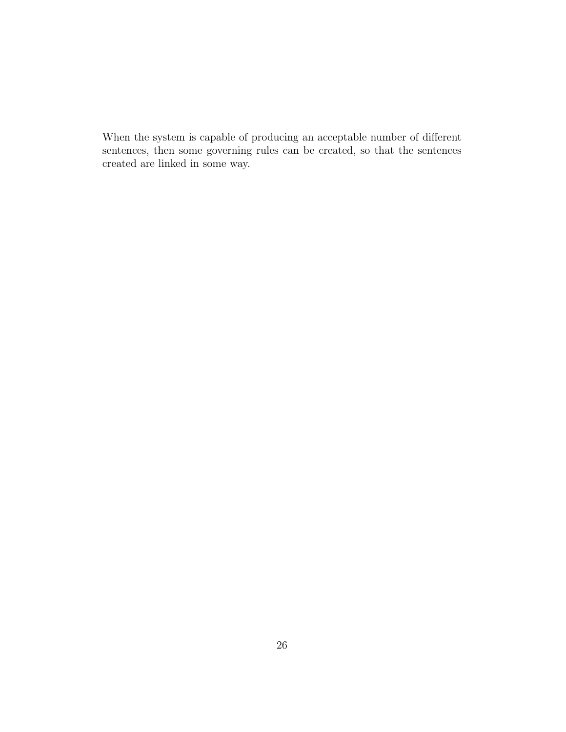When the system is capable of producing an acceptable number of different sentences, then some governing rules can be created, so that the sentences created are linked in some way.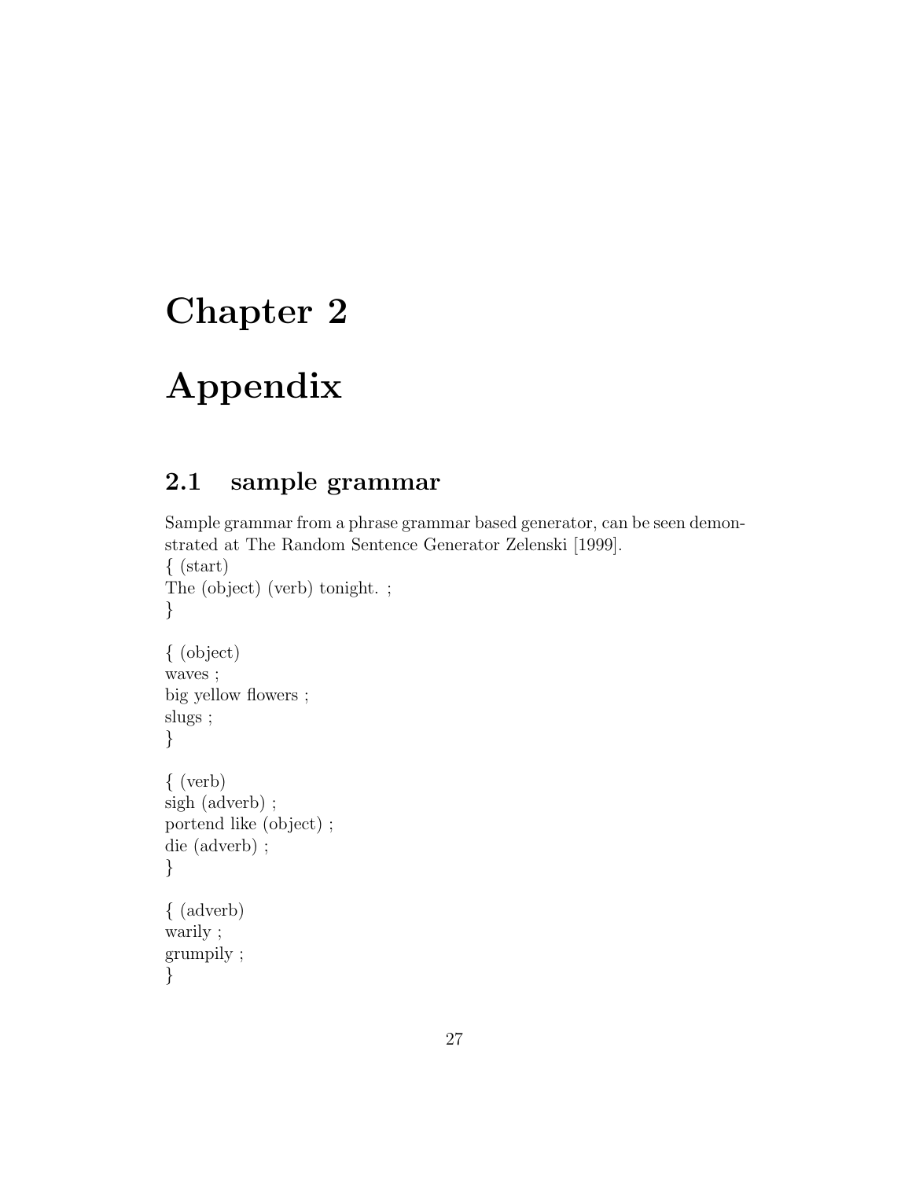# Chapter 2

# Appendix

## 2.1 sample grammar

Sample grammar from a phrase grammar based generator, can be seen demonstrated at The Random Sentence Generator Zelenski [1999].

```
{ (start)
The (object) (verb) tonight. ;
}

{ (object)
waves ;
big yellow flowers ;
slugs ;
}

{ (verb)
sigh (adverb) ;
portend like (object) ;
die (adverb) ;
}

{ (adverb)
warily ;
grumpily ;
}
```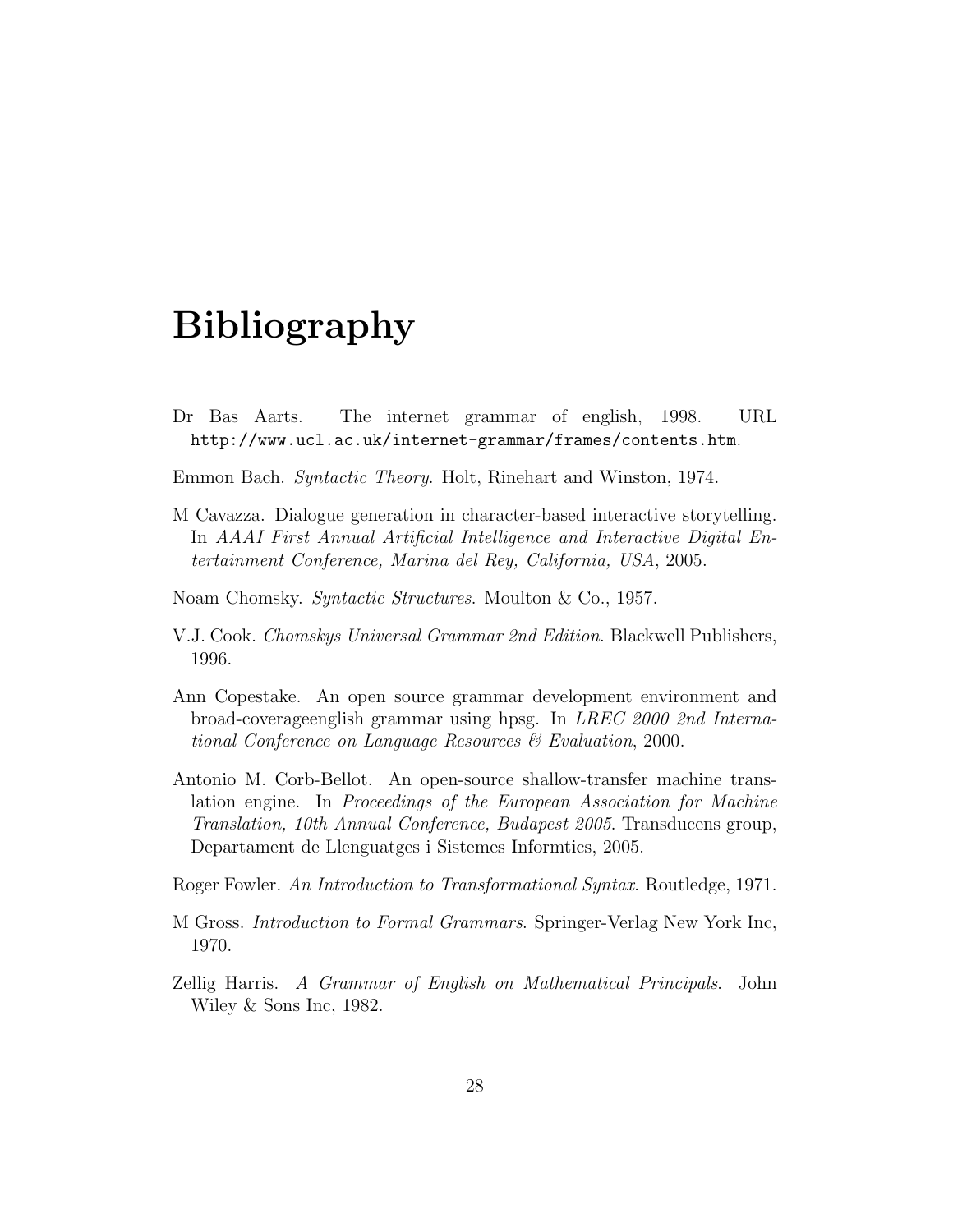# Bibliography

Dr Bas Aarts. The internet grammar of english, 1998. URL http://www.ucl.ac.uk/internet-grammar/frames/contents.htm.

Emmon Bach. *Syntactic Theory*. Holt, Rinehart and Winston, 1974.

M Cavazza. Dialogue generation in character-based interactive storytelling. In *AAAI First Annual Artificial Intelligence and Interactive Digital Entertainment Conference, Marina del Rey, California, USA*, 2005.

Noam Chomsky. *Syntactic Structures*. Moulton & Co., 1957.

V.J. Cook. *Chomskys Universal Grammar 2nd Edition*. Blackwell Publishers, 1996.

Ann Copestake. An open source grammar development environment and broad-coverageenglish grammar using hpsg. In *LREC 2000 2nd International Conference on Language Resources & Evaluation*, 2000.

Antonio M. Corb-Bellot. An open-source shallow-transfer machine translation engine. In *Proceedings of the European Association for Machine Translation, 10th Annual Conference, Budapest 2005*. Transducens group, Departament de Llenguatges i Sistemes Informtics, 2005.

Roger Fowler. *An Introduction to Transformational Syntax*. Routledge, 1971.

M Gross. *Introduction to Formal Grammars*. Springer-Verlag New York Inc, 1970.

Zellig Harris. *A Grammar of English on Mathematical Principals*. John Wiley & Sons Inc, 1982.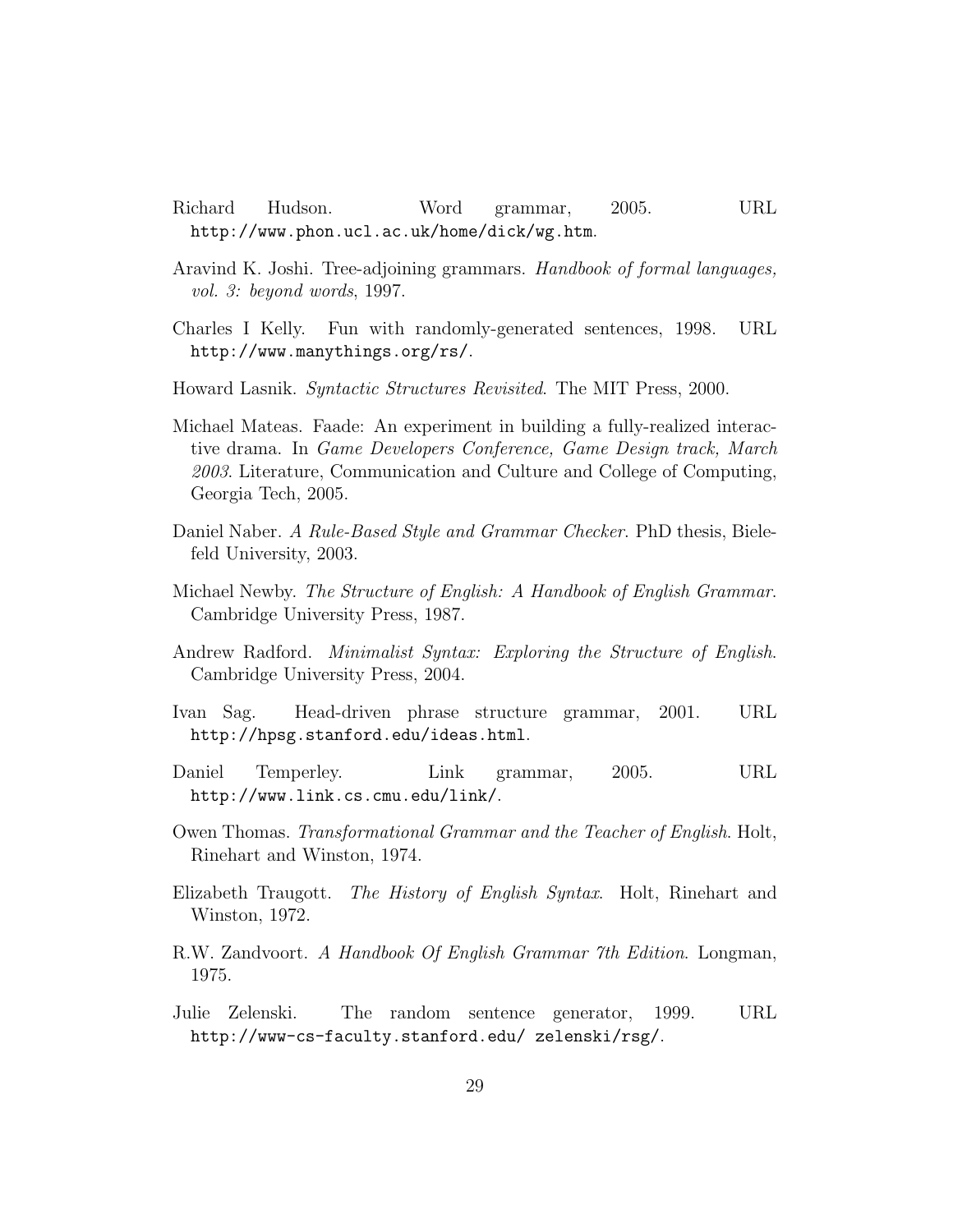Richard Hudson. Word grammar, 2005. URL `http://www.phon.ucl.ac.uk/home/dick/wg.htm`.

Aravind K. Joshi. Tree-adjoining grammars. *Handbook of formal languages, vol. 3: beyond words*, 1997.

Charles I Kelly. Fun with randomly-generated sentences, 1998. URL `http://www.manythings.org/rs/`.

Howard Lasnik. *Syntactic Structures Revisited*. The MIT Press, 2000.

Michael Mateas. Faade: An experiment in building a fully-realized interactive drama. In *Game Developers Conference, Game Design track, March 2003*. Literature, Communication and Culture and College of Computing, Georgia Tech, 2005.

Daniel Naber. *A Rule-Based Style and Grammar Checker*. PhD thesis, Bielefeld University, 2003.

Michael Newby. *The Structure of English: A Handbook of English Grammar*. Cambridge University Press, 1987.

Andrew Radford. *Minimalist Syntax: Exploring the Structure of English*. Cambridge University Press, 2004.

Ivan Sag. Head-driven phrase structure grammar, 2001. URL `http://hpsg.stanford.edu/ideas.html`.

Daniel Temperley. Link grammar, 2005. URL `http://www.link.cs.cmu.edu/link/`.

Owen Thomas. *Transformational Grammar and the Teacher of English*. Holt, Rinehart and Winston, 1974.

Elizabeth Traugott. *The History of English Syntax*. Holt, Rinehart and Winston, 1972.

R.W. Zandvoort. *A Handbook Of English Grammar 7th Edition*. Longman, 1975.

Julie Zelenski. The random sentence generator, 1999. URL `http://www-cs-faculty.stanford.edu/ zelenski/rsg/`.